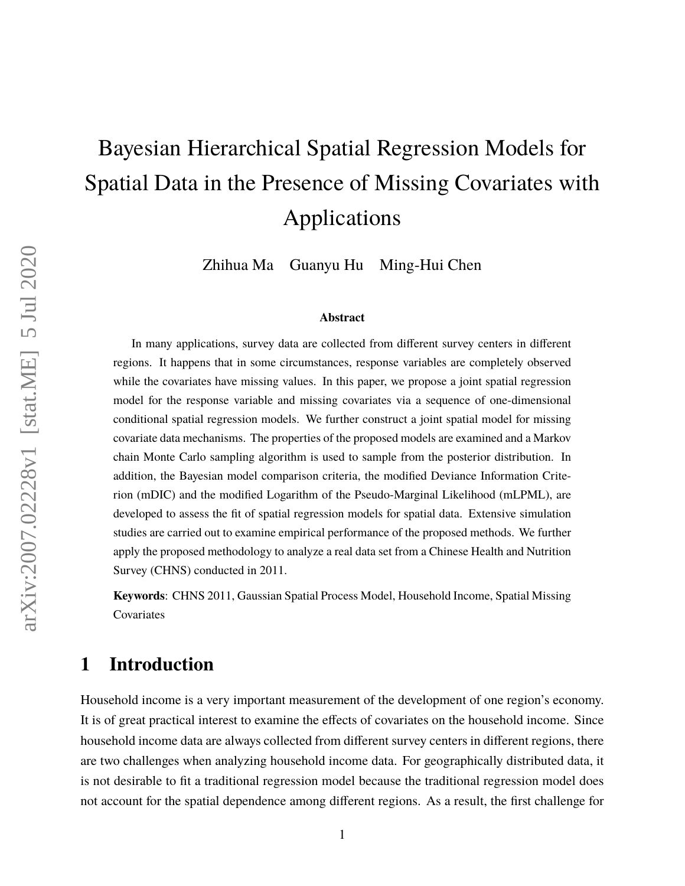# Bayesian Hierarchical Spatial Regression Models for Spatial Data in the Presence of Missing Covariates with Applications

Zhihua Ma    Guanyu Hu    Ming-Hui Chen

### Abstract

In many applications, survey data are collected from different survey centers in different regions. It happens that in some circumstances, response variables are completely observed while the covariates have missing values. In this paper, we propose a joint spatial regression model for the response variable and missing covariates via a sequence of one-dimensional conditional spatial regression models. We further construct a joint spatial model for missing covariate data mechanisms. The properties of the proposed models are examined and a Markov chain Monte Carlo sampling algorithm is used to sample from the posterior distribution. In addition, the Bayesian model comparison criteria, the modified Deviance Information Criterion (mDIC) and the modified Logarithm of the Pseudo-Marginal Likelihood (mLPML), are developed to assess the fit of spatial regression models for spatial data. Extensive simulation studies are carried out to examine empirical performance of the proposed methods. We further apply the proposed methodology to analyze a real data set from a Chinese Health and Nutrition Survey (CHNS) conducted in 2011.

**Keywords**: CHNS 2011, Gaussian Spatial Process Model, Household Income, Spatial Missing Covariates

## 1 Introduction

Household income is a very important measurement of the development of one region's economy. It is of great practical interest to examine the effects of covariates on the household income. Since household income data are always collected from different survey centers in different regions, there are two challenges when analyzing household income data. For geographically distributed data, it is not desirable to fit a traditional regression model because the traditional regression model does not account for the spatial dependence among different regions. As a result, the first challenge for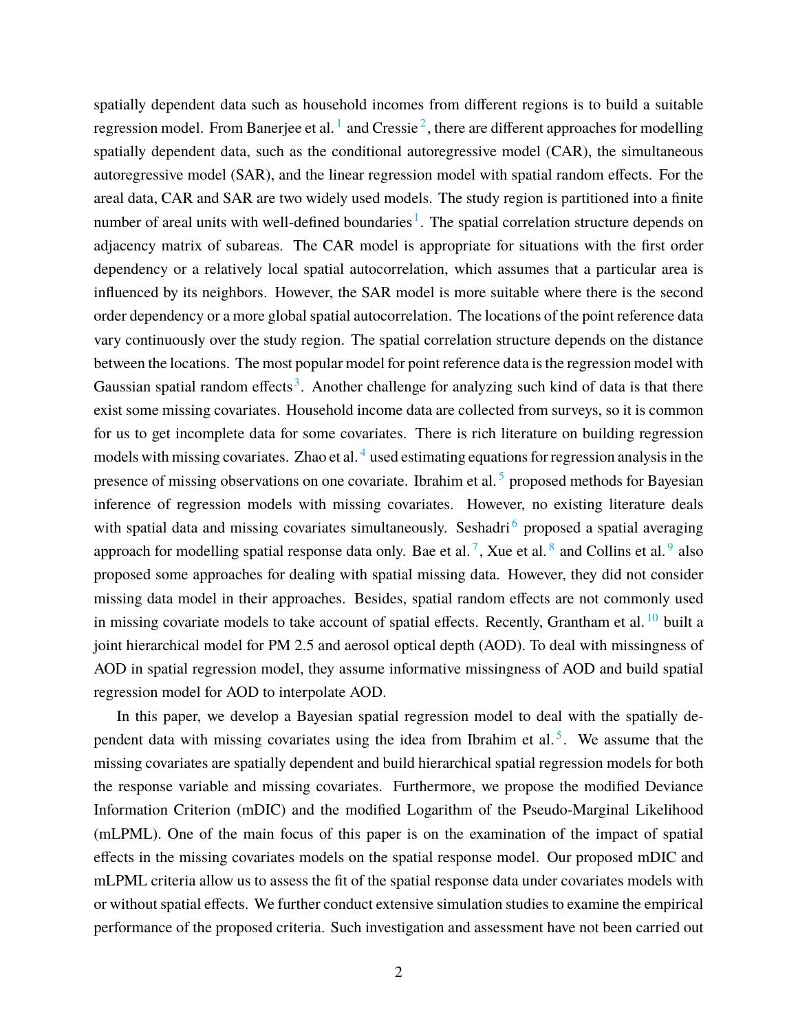spatially dependent data such as household incomes from different regions is to build a suitable regression model. From Banerjee et al. [1] and Cressie [2], there are different approaches for modelling spatially dependent data, such as the conditional autoregressive model (CAR), the simultaneous autoregressive model (SAR), and the linear regression model with spatial random effects. For the areal data, CAR and SAR are two widely used models. The study region is partitioned into a finite number of areal units with well-defined boundaries [1]. The spatial correlation structure depends on adjacency matrix of subareas. The CAR model is appropriate for situations with the first order dependency or a relatively local spatial autocorrelation, which assumes that a particular area is influenced by its neighbors. However, the SAR model is more suitable where there is the second order dependency or a more global spatial autocorrelation. The locations of the point reference data vary continuously over the study region. The spatial correlation structure depends on the distance between the locations. The most popular model for point reference data is the regression model with Gaussian spatial random effects [3]. Another challenge for analyzing such kind of data is that there exist some missing covariates. Household income data are collected from surveys, so it is common for us to get incomplete data for some covariates. There is rich literature on building regression models with missing covariates. Zhao et al. [4] used estimating equations for regression analysis in the presence of missing observations on one covariate. Ibrahim et al. [5] proposed methods for Bayesian inference of regression models with missing covariates. However, no existing literature deals with spatial data and missing covariates simultaneously. Seshadri [6] proposed a spatial averaging approach for modelling spatial response data only. Bae et al. [7], Xue et al. [8] and Collins et al. [9] also proposed some approaches for dealing with spatial missing data. However, they did not consider missing data model in their approaches. Besides, spatial random effects are not commonly used in missing covariate models to take account of spatial effects. Recently, Grantham et al. [10] built a joint hierarchical model for PM 2.5 and aerosol optical depth (AOD). To deal with missingness of AOD in spatial regression model, they assume informative missingness of AOD and build spatial regression model for AOD to interpolate AOD.

In this paper, we develop a Bayesian spatial regression model to deal with the spatially dependent data with missing covariates using the idea from Ibrahim et al. [5]. We assume that the missing covariates are spatially dependent and build hierarchical spatial regression models for both the response variable and missing covariates. Furthermore, we propose the modified Deviance Information Criterion (mDIC) and the modified Logarithm of the Pseudo-Marginal Likelihood (mLPML). One of the main focus of this paper is on the examination of the impact of spatial effects in the missing covariates models on the spatial response model. Our proposed mDIC and mLPML criteria allow us to assess the fit of the spatial response data under covariates models with or without spatial effects. We further conduct extensive simulation studies to examine the empirical performance of the proposed criteria. Such investigation and assessment have not been carried out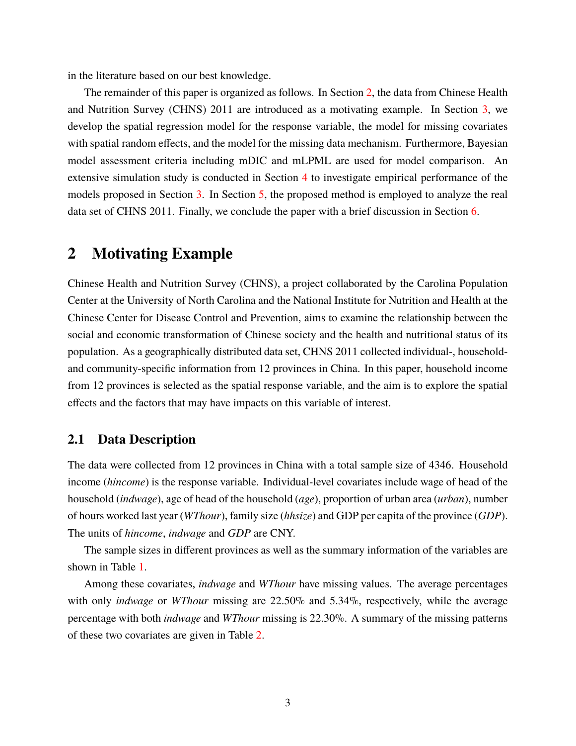in the literature based on our best knowledge.

The remainder of this paper is organized as follows. In Section 2, the data from Chinese Health and Nutrition Survey (CHNS) 2011 are introduced as a motivating example. In Section 3, we develop the spatial regression model for the response variable, the model for missing covariates with spatial random effects, and the model for the missing data mechanism. Furthermore, Bayesian model assessment criteria including mDIC and mLPML are used for model comparison. An extensive simulation study is conducted in Section 4 to investigate empirical performance of the models proposed in Section 3. In Section 5, the proposed method is employed to analyze the real data set of CHNS 2011. Finally, we conclude the paper with a brief discussion in Section 6.

# 2 Motivating Example

Chinese Health and Nutrition Survey (CHNS), a project collaborated by the Carolina Population Center at the University of North Carolina and the National Institute for Nutrition and Health at the Chinese Center for Disease Control and Prevention, aims to examine the relationship between the social and economic transformation of Chinese society and the health and nutritional status of its population. As a geographically distributed data set, CHNS 2011 collected individual-, household- and community-specific information from 12 provinces in China. In this paper, household income from 12 provinces is selected as the spatial response variable, and the aim is to explore the spatial effects and the factors that may have impacts on this variable of interest.

## 2.1 Data Description

The data were collected from 12 provinces in China with a total sample size of 4346. Household income (*hincome*) is the response variable. Individual-level covariates include wage of head of the household (*indwage*), age of head of the household (*age*), proportion of urban area (*urban*), number of hours worked last year (*WThour*), family size (*hhsize*) and GDP per capita of the province (*GDP*). The units of *hincome*, *indwage* and *GDP* are CNY.

The sample sizes in different provinces as well as the summary information of the variables are shown in Table 1.

Among these covariates, *indwage* and *WThour* have missing values. The average percentages with only *indwage* or *WThour* missing are 22.50% and 5.34%, respectively, while the average percentage with both *indwage* and *WThour* missing is 22.30%. A summary of the missing patterns of these two covariates are given in Table 2.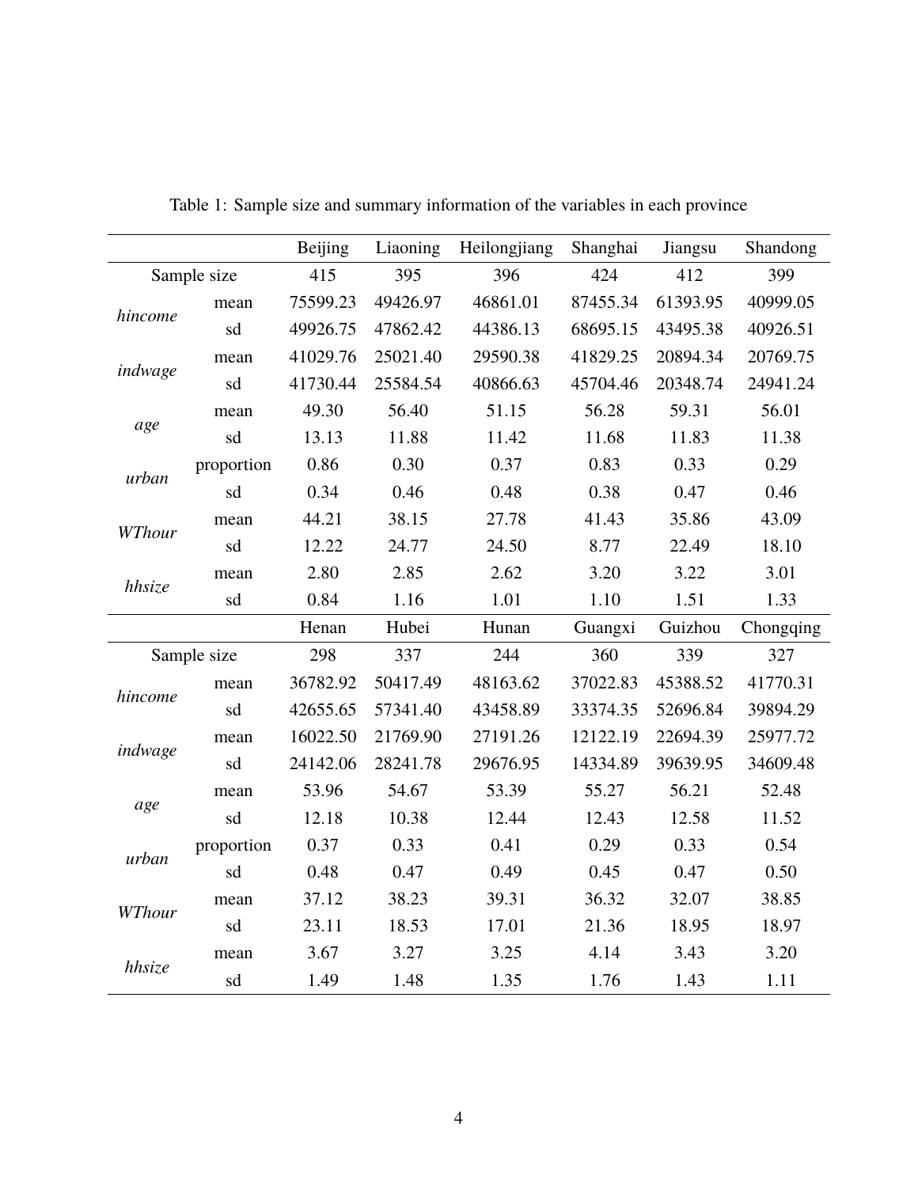Table 1: Sample size and summary information of the variables in each province

| | | Beijing | Liaoning | Heilongjiang | Shanghai | Jiangsu | Shandong |
|---|---|---|---|---|---|---|---|
| Sample size | | 415 | 395 | 396 | 424 | 412 | 399 |
| *hincome* | mean | 75599.23 | 49426.97 | 46861.01 | 87455.34 | 61393.95 | 40999.05 |
| | sd | 49926.75 | 47862.42 | 44386.13 | 68695.15 | 43495.38 | 40926.51 |
| *indwage* | mean | 41029.76 | 25021.40 | 29590.38 | 41829.25 | 20894.34 | 20769.75 |
| | sd | 41730.44 | 25584.54 | 40866.63 | 45704.46 | 20348.74 | 24941.24 |
| *age* | mean | 49.30 | 56.40 | 51.15 | 56.28 | 59.31 | 56.01 |
| | sd | 13.13 | 11.88 | 11.42 | 11.68 | 11.83 | 11.38 |
| *urban* | proportion | 0.86 | 0.30 | 0.37 | 0.83 | 0.33 | 0.29 |
| | sd | 0.34 | 0.46 | 0.48 | 0.38 | 0.47 | 0.46 |
| *WThour* | mean | 44.21 | 38.15 | 27.78 | 41.43 | 35.86 | 43.09 |
| | sd | 12.22 | 24.77 | 24.50 | 8.77 | 22.49 | 18.10 |
| *hhsize* | mean | 2.80 | 2.85 | 2.62 | 3.20 | 3.22 | 3.01 |
| | sd | 0.84 | 1.16 | 1.01 | 1.10 | 1.51 | 1.33 |
| | | Henan | Hubei | Hunan | Guangxi | Guizhou | Chongqing |
| Sample size | | 298 | 337 | 244 | 360 | 339 | 327 |
| *hincome* | mean | 36782.92 | 50417.49 | 48163.62 | 37022.83 | 45388.52 | 41770.31 |
| | sd | 42655.65 | 57341.40 | 43458.89 | 33374.35 | 52696.84 | 39894.29 |
| *indwage* | mean | 16022.50 | 21769.90 | 27191.26 | 12122.19 | 22694.39 | 25977.72 |
| | sd | 24142.06 | 28241.78 | 29676.95 | 14334.89 | 39639.95 | 34609.48 |
| *age* | mean | 53.96 | 54.67 | 53.39 | 55.27 | 56.21 | 52.48 |
| | sd | 12.18 | 10.38 | 12.44 | 12.43 | 12.58 | 11.52 |
| *urban* | proportion | 0.37 | 0.33 | 0.41 | 0.29 | 0.33 | 0.54 |
| | sd | 0.48 | 0.47 | 0.49 | 0.45 | 0.47 | 0.50 |
| *WThour* | mean | 37.12 | 38.23 | 39.31 | 36.32 | 32.07 | 38.85 |
| | sd | 23.11 | 18.53 | 17.01 | 21.36 | 18.95 | 18.97 |
| *hhsize* | mean | 3.67 | 3.27 | 3.25 | 4.14 | 3.43 | 3.20 |
| | sd | 1.49 | 1.48 | 1.35 | 1.76 | 1.43 | 1.11 |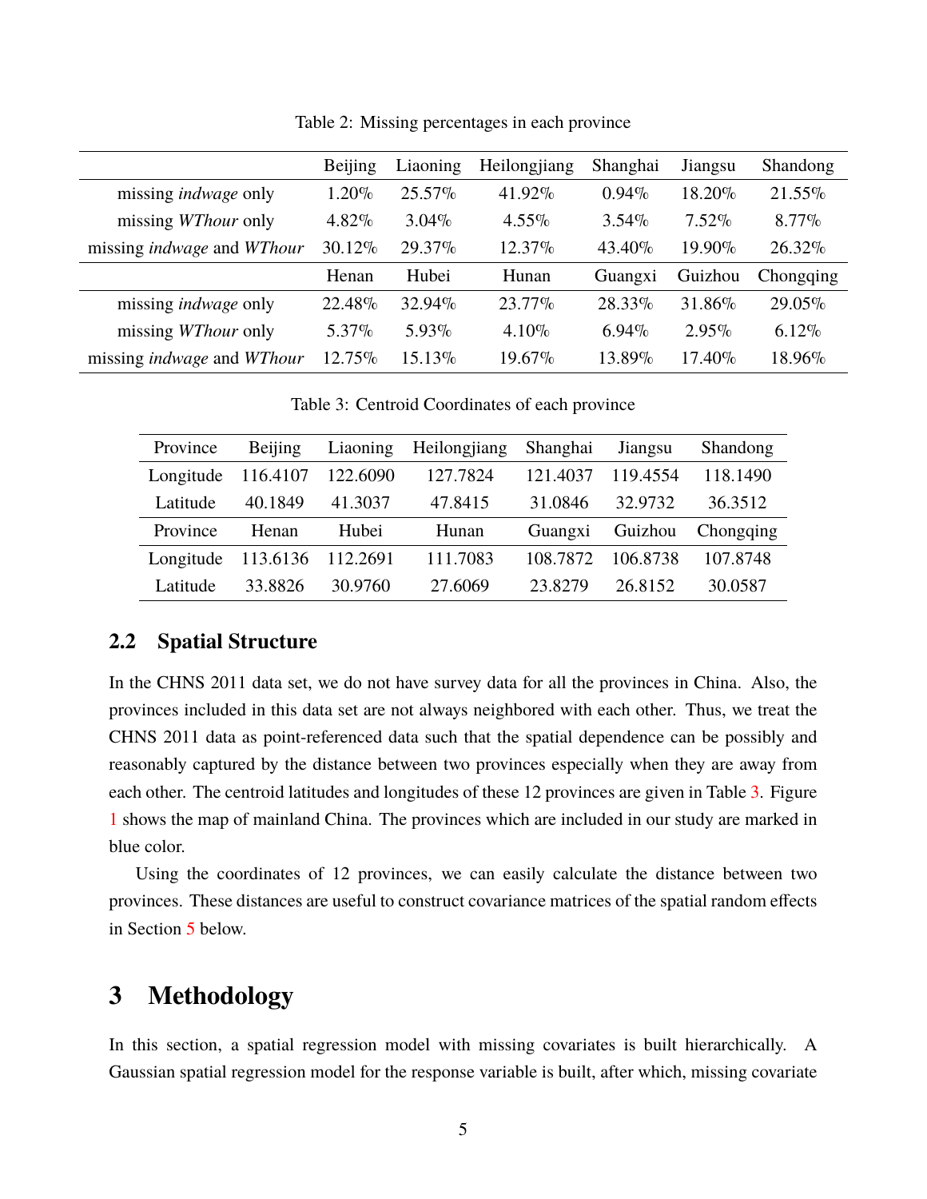Table 2: Missing percentages in each province

| | Beijing | Liaoning | Heilongjiang | Shanghai | Jiangsu | Shandong |
|---|---|---|---|---|---|---|
| missing *indwage* only | 1.20% | 25.57% | 41.92% | 0.94% | 18.20% | 21.55% |
| missing *WThour* only | 4.82% | 3.04% | 4.55% | 3.54% | 7.52% | 8.77% |
| missing *indwage* and *WThour* | 30.12% | 29.37% | 12.37% | 43.40% | 19.90% | 26.32% |
| | Henan | Hubei | Hunan | Guangxi | Guizhou | Chongqing |
| missing *indwage* only | 22.48% | 32.94% | 23.77% | 28.33% | 31.86% | 29.05% |
| missing *WThour* only | 5.37% | 5.93% | 4.10% | 6.94% | 2.95% | 6.12% |
| missing *indwage* and *WThour* | 12.75% | 15.13% | 19.67% | 13.89% | 17.40% | 18.96% |

Table 3: Centroid Coordinates of each province

| Province | Beijing | Liaoning | Heilongjiang | Shanghai | Jiangsu | Shandong |
|---|---|---|---|---|---|---|
| Longitude | 116.4107 | 122.6090 | 127.7824 | 121.4037 | 119.4554 | 118.1490 |
| Latitude | 40.1849 | 41.3037 | 47.8415 | 31.0846 | 32.9732 | 36.3512 |
| Province | Henan | Hubei | Hunan | Guangxi | Guizhou | Chongqing |
| Longitude | 113.6136 | 112.2691 | 111.7083 | 108.7872 | 106.8738 | 107.8748 |
| Latitude | 33.8826 | 30.9760 | 27.6069 | 23.8279 | 26.8152 | 30.0587 |

## 2.2 Spatial Structure

In the CHNS 2011 data set, we do not have survey data for all the provinces in China. Also, the provinces included in this data set are not always neighbored with each other. Thus, we treat the CHNS 2011 data as point-referenced data such that the spatial dependence can be possibly and reasonably captured by the distance between two provinces especially when they are away from each other. The centroid latitudes and longitudes of these 12 provinces are given in Table 3. Figure 1 shows the map of mainland China. The provinces which are included in our study are marked in blue color.

Using the coordinates of 12 provinces, we can easily calculate the distance between two provinces. These distances are useful to construct covariance matrices of the spatial random effects in Section 5 below.

# 3 Methodology

In this section, a spatial regression model with missing covariates is built hierarchically. A Gaussian spatial regression model for the response variable is built, after which, missing covariate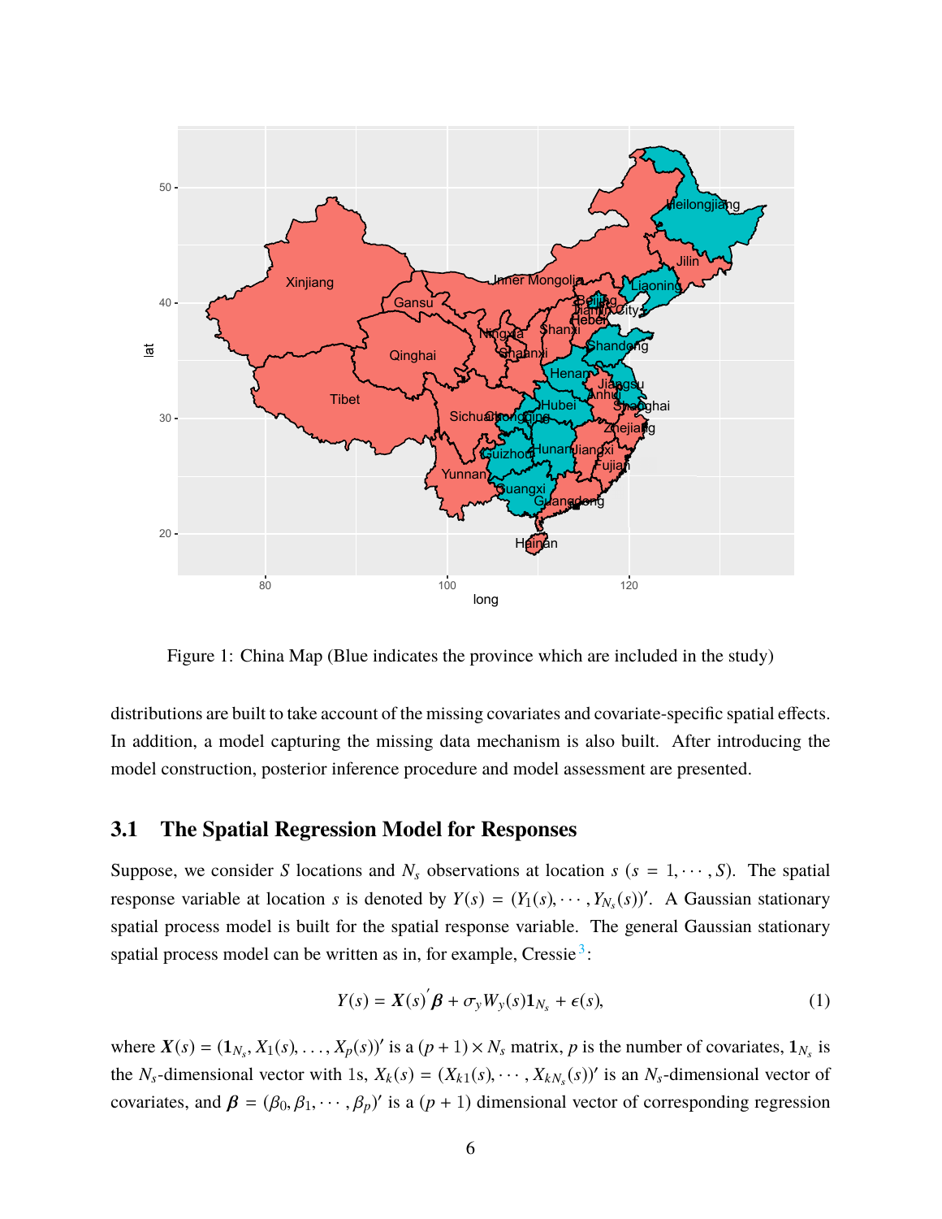Figure 1: China Map (Blue indicates the province which are included in the study)

distributions are built to take account of the missing covariates and covariate-specific spatial effects. In addition, a model capturing the missing data mechanism is also built. After introducing the model construction, posterior inference procedure and model assessment are presented.

### 3.1 The Spatial Regression Model for Responses

Suppose, we consider $S$ locations and $N_s$ observations at location $s$ ($s = 1, \cdots, S$). The spatial response variable at location $s$ is denoted by $Y(s) = (Y_1(s), \cdots, Y_{N_s}(s))'$. A Gaussian stationary spatial process model is built for the spatial response variable. The general Gaussian stationary spatial process model can be written as in, for example, Cressie[3]:

$$Y(s) = \boldsymbol{X}(s)^{'}\boldsymbol{\beta} + \sigma_y W_y(s)\mathbf{1}_{N_s} + \epsilon(s), \tag{1}$$

where $\boldsymbol{X}(s) = (\mathbf{1}_{N_s}, X_1(s), \ldots, X_p(s))'$ is a $(p+1) \times N_s$ matrix, $p$ is the number of covariates, $\mathbf{1}_{N_s}$ is the $N_s$-dimensional vector with 1s, $X_k(s) = (X_{k1}(s), \cdots, X_{kN_s}(s))'$ is an $N_s$-dimensional vector of covariates, and $\boldsymbol{\beta} = (\beta_0, \beta_1, \cdots, \beta_p)'$ is a $(p+1)$ dimensional vector of corresponding regression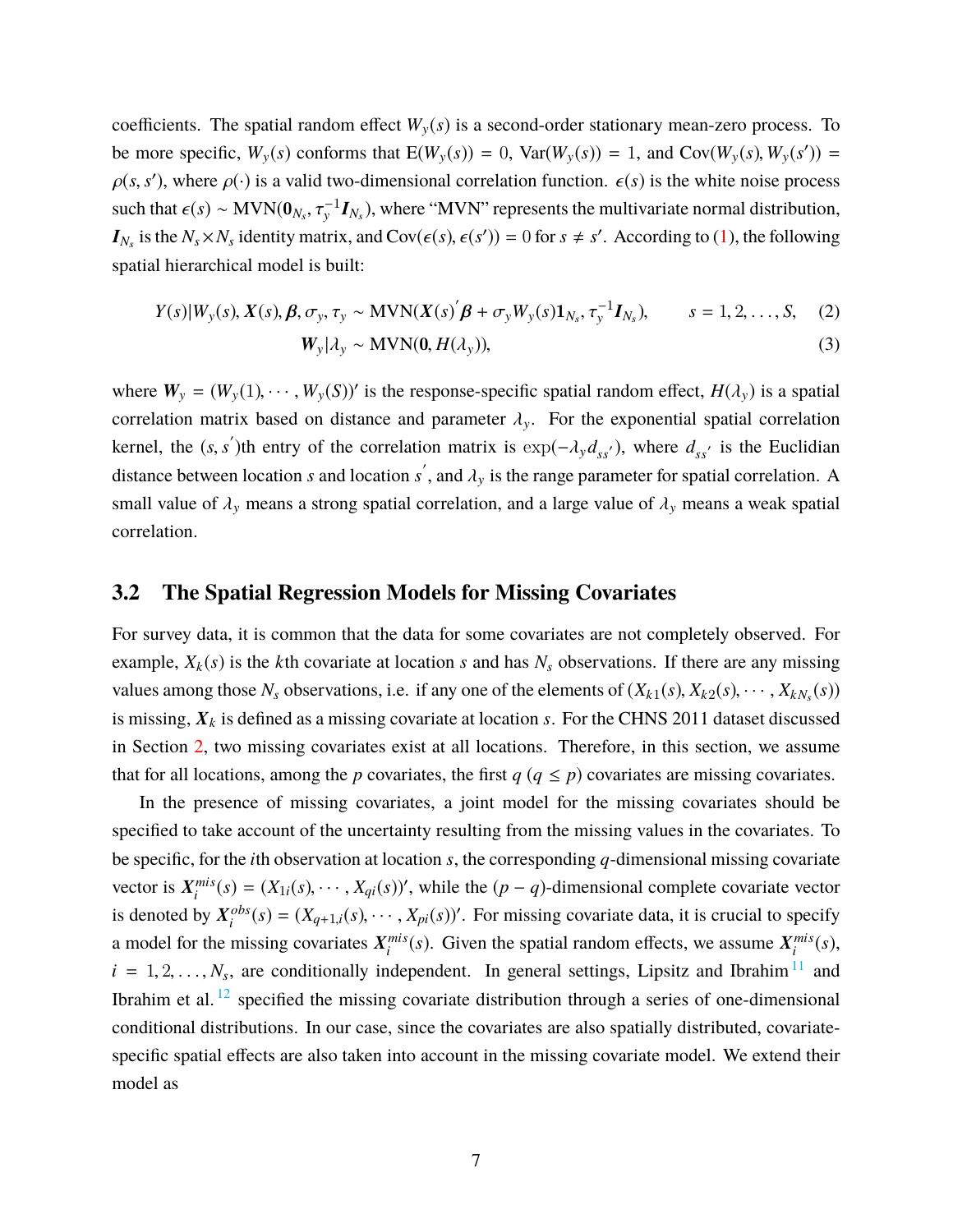coefficients. The spatial random effect $W_y(s)$ is a second-order stationary mean-zero process. To be more specific, $W_y(s)$ conforms that $\mathrm{E}(W_y(s)) = 0$, $\mathrm{Var}(W_y(s)) = 1$, and $\mathrm{Cov}(W_y(s), W_y(s')) = \rho(s, s')$, where $\rho(\cdot)$ is a valid two-dimensional correlation function. $\epsilon(s)$ is the white noise process such that $\epsilon(s) \sim \mathrm{MVN}(\mathbf{0}_{N_s}, \tau_y^{-1}\boldsymbol{I}_{N_s})$, where "MVN" represents the multivariate normal distribution, $\boldsymbol{I}_{N_s}$ is the $N_s \times N_s$ identity matrix, and $\mathrm{Cov}(\epsilon(s), \epsilon(s')) = 0$ for $s \neq s'$. According to (1), the following spatial hierarchical model is built:

$$Y(s)|W_y(s), \boldsymbol{X}(s), \boldsymbol{\beta}, \sigma_y, \tau_y \sim \mathrm{MVN}(\boldsymbol{X}(s)^{'}\boldsymbol{\beta} + \sigma_y W_y(s)\mathbf{1}_{N_s}, \tau_y^{-1}\boldsymbol{I}_{N_s}), \qquad s = 1, 2, \ldots, S, \tag{2}$$

$$\boldsymbol{W}_y|\lambda_y \sim \mathrm{MVN}(\mathbf{0}, H(\lambda_y)), \tag{3}$$

where $\boldsymbol{W}_y = (W_y(1), \cdots, W_y(S))'$ is the response-specific spatial random effect, $H(\lambda_y)$ is a spatial correlation matrix based on distance and parameter $\lambda_y$. For the exponential spatial correlation kernel, the $(s, s^{'})$th entry of the correlation matrix is $\exp(-\lambda_y d_{ss^{'}})$, where $d_{ss^{'}}$ is the Euclidian distance between location $s$ and location $s^{'}$, and $\lambda_y$ is the range parameter for spatial correlation. A small value of $\lambda_y$ means a strong spatial correlation, and a large value of $\lambda_y$ means a weak spatial correlation.

## 3.2 The Spatial Regression Models for Missing Covariates

For survey data, it is common that the data for some covariates are not completely observed. For example, $X_k(s)$ is the $k$th covariate at location $s$ and has $N_s$ observations. If there are any missing values among those $N_s$ observations, i.e. if any one of the elements of $(X_{k1}(s), X_{k2}(s), \cdots, X_{kN_s}(s))$ is missing, $\boldsymbol{X}_k$ is defined as a missing covariate at location $s$. For the CHNS 2011 dataset discussed in Section 2, two missing covariates exist at all locations. Therefore, in this section, we assume that for all locations, among the $p$ covariates, the first $q$ ($q \leq p$) covariates are missing covariates.

In the presence of missing covariates, a joint model for the missing covariates should be specified to take account of the uncertainty resulting from the missing values in the covariates. To be specific, for the $i$th observation at location $s$, the corresponding $q$-dimensional missing covariate vector is $\boldsymbol{X}_i^{mis}(s) = (X_{1i}(s), \cdots, X_{qi}(s))'$, while the $(p-q)$-dimensional complete covariate vector is denoted by $\boldsymbol{X}_i^{obs}(s) = (X_{q+1,i}(s), \cdots, X_{pi}(s))'$. For missing covariate data, it is crucial to specify a model for the missing covariates $\boldsymbol{X}_i^{mis}(s)$. Given the spatial random effects, we assume $\boldsymbol{X}_i^{mis}(s)$, $i = 1, 2, \ldots, N_s$, are conditionally independent. In general settings, Lipsitz and Ibrahim [11] and Ibrahim et al. [12] specified the missing covariate distribution through a series of one-dimensional conditional distributions. In our case, since the covariates are also spatially distributed, covariate-specific spatial effects are also taken into account in the missing covariate model. We extend their model as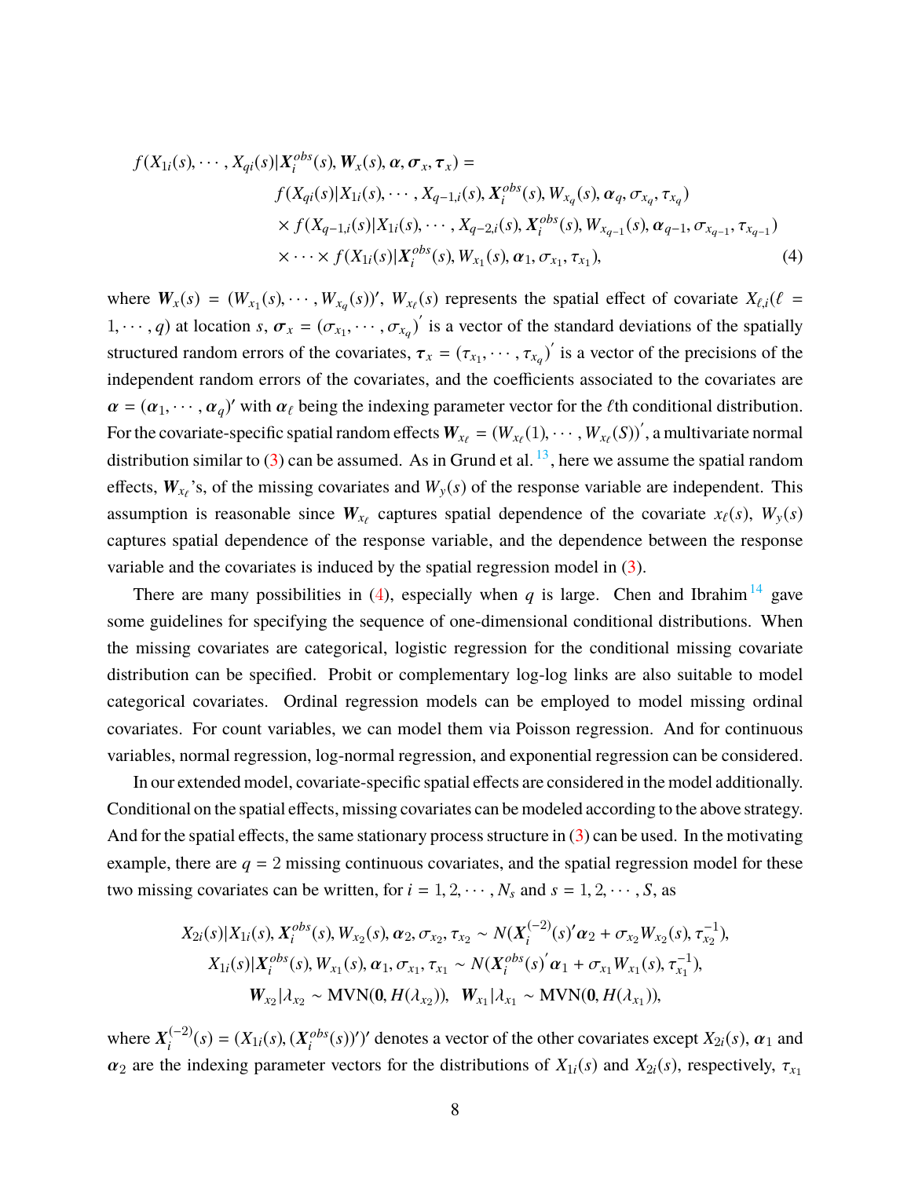$$
\begin{aligned}
f(X_{1i}(s), \cdots, X_{qi}(s) | \boldsymbol{X}_i^{obs}(s), \boldsymbol{W}_x(s), \boldsymbol{\alpha}, \boldsymbol{\sigma}_x, \boldsymbol{\tau}_x) = \\
& f(X_{qi}(s) | X_{1i}(s), \cdots, X_{q-1,i}(s), \boldsymbol{X}_i^{obs}(s), W_{x_q}(s), \boldsymbol{\alpha}_q, \sigma_{x_q}, \tau_{x_q}) \\
& \times f(X_{q-1,i}(s) | X_{1i}(s), \cdots, X_{q-2,i}(s), \boldsymbol{X}_i^{obs}(s), W_{x_{q-1}}(s), \boldsymbol{\alpha}_{q-1}, \sigma_{x_{q-1}}, \tau_{x_{q-1}}) \\
& \times \cdots \times f(X_{1i}(s) | \boldsymbol{X}_i^{obs}(s), W_{x_1}(s), \boldsymbol{\alpha}_1, \sigma_{x_1}, \tau_{x_1}),
\end{aligned} \tag{4}
$$

where $\boldsymbol{W}_x(s) = (W_{x_1}(s), \cdots, W_{x_q}(s))'$, $W_{x_\ell}(s)$ represents the spatial effect of covariate $X_{\ell,i}(\ell = 1, \cdots, q)$ at location $s$, $\boldsymbol{\sigma}_x = (\sigma_{x_1}, \cdots, \sigma_{x_q})'$ is a vector of the standard deviations of the spatially structured random errors of the covariates, $\boldsymbol{\tau}_x = (\tau_{x_1}, \cdots, \tau_{x_q})'$ is a vector of the precisions of the independent random errors of the covariates, and the coefficients associated to the covariates are $\boldsymbol{\alpha} = (\boldsymbol{\alpha}_1, \cdots, \boldsymbol{\alpha}_q)'$ with $\boldsymbol{\alpha}_\ell$ being the indexing parameter vector for the $\ell$th conditional distribution. For the covariate-specific spatial random effects $\boldsymbol{W}_{x_\ell} = (W_{x_\ell}(1), \cdots, W_{x_\ell}(S))'$, a multivariate normal distribution similar to (3) can be assumed. As in Grund et al. [13], here we assume the spatial random effects, $\boldsymbol{W}_{x_\ell}$'s, of the missing covariates and $W_y(s)$ of the response variable are independent. This assumption is reasonable since $\boldsymbol{W}_{x_\ell}$ captures spatial dependence of the covariate $x_\ell(s)$, $W_y(s)$ captures spatial dependence of the response variable, and the dependence between the response variable and the covariates is induced by the spatial regression model in (3).

There are many possibilities in (4), especially when $q$ is large. Chen and Ibrahim [14] gave some guidelines for specifying the sequence of one-dimensional conditional distributions. When the missing covariates are categorical, logistic regression for the conditional missing covariate distribution can be specified. Probit or complementary log-log links are also suitable to model categorical covariates. Ordinal regression models can be employed to model missing ordinal covariates. For count variables, we can model them via Poisson regression. And for continuous variables, normal regression, log-normal regression, and exponential regression can be considered.

In our extended model, covariate-specific spatial effects are considered in the model additionally. Conditional on the spatial effects, missing covariates can be modeled according to the above strategy. And for the spatial effects, the same stationary process structure in (3) can be used. In the motivating example, there are $q = 2$ missing continuous covariates, and the spatial regression model for these two missing covariates can be written, for $i = 1, 2, \cdots, N_s$ and $s = 1, 2, \cdots, S$, as

$$
\begin{aligned}
X_{2i}(s) | X_{1i}(s), \boldsymbol{X}_i^{obs}(s), W_{x_2}(s), \boldsymbol{\alpha}_2, \sigma_{x_2}, \tau_{x_2} &\sim N(\boldsymbol{X}_i^{(-2)}(s)'\boldsymbol{\alpha}_2 + \sigma_{x_2} W_{x_2}(s), \tau_{x_2}^{-1}), \\
X_{1i}(s) | \boldsymbol{X}_i^{obs}(s), W_{x_1}(s), \boldsymbol{\alpha}_1, \sigma_{x_1}, \tau_{x_1} &\sim N(\boldsymbol{X}_i^{obs}(s)'\boldsymbol{\alpha}_1 + \sigma_{x_1} W_{x_1}(s), \tau_{x_1}^{-1}), \\
\boldsymbol{W}_{x_2} | \lambda_{x_2} \sim \text{MVN}(\boldsymbol{0}, H(\lambda_{x_2})), &\quad \boldsymbol{W}_{x_1} | \lambda_{x_1} \sim \text{MVN}(\boldsymbol{0}, H(\lambda_{x_1})),
\end{aligned}
$$

where $\boldsymbol{X}_i^{(-2)}(s) = (X_{1i}(s), (\boldsymbol{X}_i^{obs}(s))')'$ denotes a vector of the other covariates except $X_{2i}(s)$, $\boldsymbol{\alpha}_1$ and $\boldsymbol{\alpha}_2$ are the indexing parameter vectors for the distributions of $X_{1i}(s)$ and $X_{2i}(s)$, respectively, $\tau_{x_1}$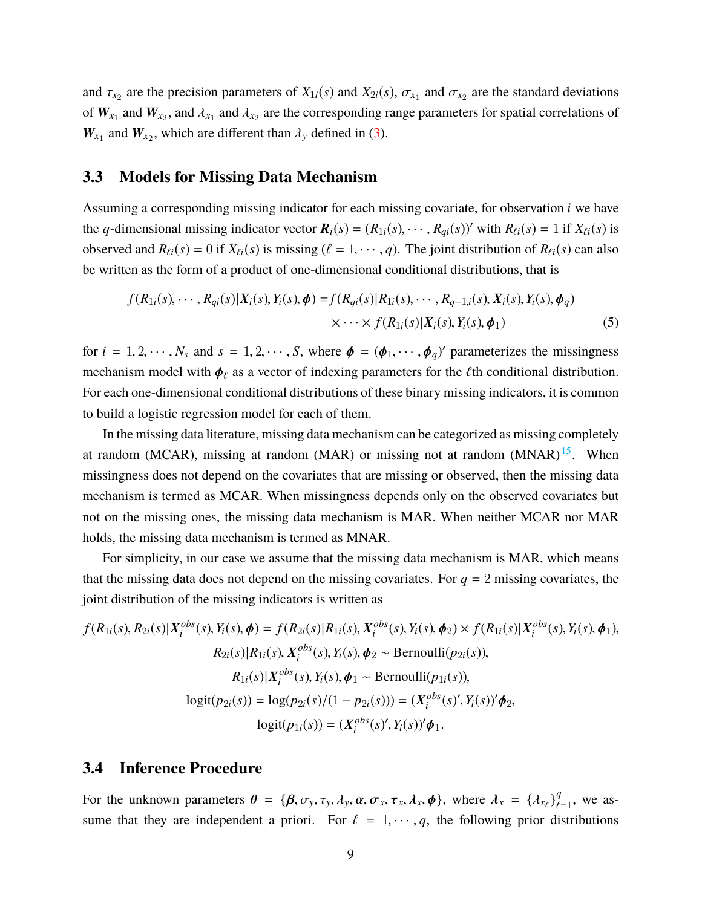and $\tau_{x_2}$ are the precision parameters of $X_{1i}(s)$ and $X_{2i}(s)$, $\sigma_{x_1}$ and $\sigma_{x_2}$ are the standard deviations of $\boldsymbol{W}_{x_1}$ and $\boldsymbol{W}_{x_2}$, and $\lambda_{x_1}$ and $\lambda_{x_2}$ are the corresponding range parameters for spatial correlations of $\boldsymbol{W}_{x_1}$ and $\boldsymbol{W}_{x_2}$, which are different than $\lambda_y$ defined in (3).

### 3.3 Models for Missing Data Mechanism

Assuming a corresponding missing indicator for each missing covariate, for observation $i$ we have the $q$-dimensional missing indicator vector $\boldsymbol{R}_i(s) = (R_{1i}(s), \cdots, R_{qi}(s))'$ with $R_{\ell i}(s) = 1$ if $X_{\ell i}(s)$ is observed and $R_{\ell i}(s) = 0$ if $X_{\ell i}(s)$ is missing ($\ell = 1, \cdots, q$). The joint distribution of $R_{\ell i}(s)$ can also be written as the form of a product of one-dimensional conditional distributions, that is

$$
\begin{aligned}
f(R_{1i}(s), \cdots, R_{qi}(s)|\boldsymbol{X}_i(s), Y_i(s), \boldsymbol{\phi}) =& f(R_{qi}(s)|R_{1i}(s), \cdots, R_{q-1,i}(s), \boldsymbol{X}_i(s), Y_i(s), \boldsymbol{\phi}_q) \\
&\times \cdots \times f(R_{1i}(s)|\boldsymbol{X}_i(s), Y_i(s), \boldsymbol{\phi}_1)
\end{aligned} \tag{5}
$$

for $i = 1, 2, \cdots, N_s$ and $s = 1, 2, \cdots, S$, where $\boldsymbol{\phi} = (\boldsymbol{\phi}_1, \cdots, \boldsymbol{\phi}_q)'$ parameterizes the missingness mechanism model with $\boldsymbol{\phi}_\ell$ as a vector of indexing parameters for the $\ell$th conditional distribution. For each one-dimensional conditional distributions of these binary missing indicators, it is common to build a logistic regression model for each of them.

In the missing data literature, missing data mechanism can be categorized as missing completely at random (MCAR), missing at random (MAR) or missing not at random (MNAR)[15]. When missingness does not depend on the covariates that are missing or observed, then the missing data mechanism is termed as MCAR. When missingness depends only on the observed covariates but not on the missing ones, the missing data mechanism is MAR. When neither MCAR nor MAR holds, the missing data mechanism is termed as MNAR.

For simplicity, in our case we assume that the missing data mechanism is MAR, which means that the missing data does not depend on the missing covariates. For $q = 2$ missing covariates, the joint distribution of the missing indicators is written as

$$
\begin{gathered}
f(R_{1i}(s), R_{2i}(s)|\boldsymbol{X}_i^{obs}(s), Y_i(s), \boldsymbol{\phi}) = f(R_{2i}(s)|R_{1i}(s), \boldsymbol{X}_i^{obs}(s), Y_i(s), \boldsymbol{\phi}_2) \times f(R_{1i}(s)|\boldsymbol{X}_i^{obs}(s), Y_i(s), \boldsymbol{\phi}_1), \\
R_{2i}(s)|R_{1i}(s), \boldsymbol{X}_i^{obs}(s), Y_i(s), \boldsymbol{\phi}_2 \sim \text{Bernoulli}(p_{2i}(s)), \\
R_{1i}(s)|\boldsymbol{X}_i^{obs}(s), Y_i(s), \boldsymbol{\phi}_1 \sim \text{Bernoulli}(p_{1i}(s)), \\
\text{logit}(p_{2i}(s)) = \log(p_{2i}(s)/(1 - p_{2i}(s))) = (\boldsymbol{X}_i^{obs}(s)', Y_i(s))'\boldsymbol{\phi}_2, \\
\text{logit}(p_{1i}(s)) = (\boldsymbol{X}_i^{obs}(s)', Y_i(s))'\boldsymbol{\phi}_1.
\end{gathered}
$$

### 3.4 Inference Procedure

For the unknown parameters $\boldsymbol{\theta} = \{\boldsymbol{\beta}, \sigma_y, \tau_y, \lambda_y, \boldsymbol{\alpha}, \boldsymbol{\sigma}_x, \boldsymbol{\tau}_x, \boldsymbol{\lambda}_x, \boldsymbol{\phi}\}$, where $\boldsymbol{\lambda}_x = \{\lambda_{x_\ell}\}_{\ell=1}^q$, we assume that they are independent a priori. For $\ell = 1, \cdots, q$, the following prior distributions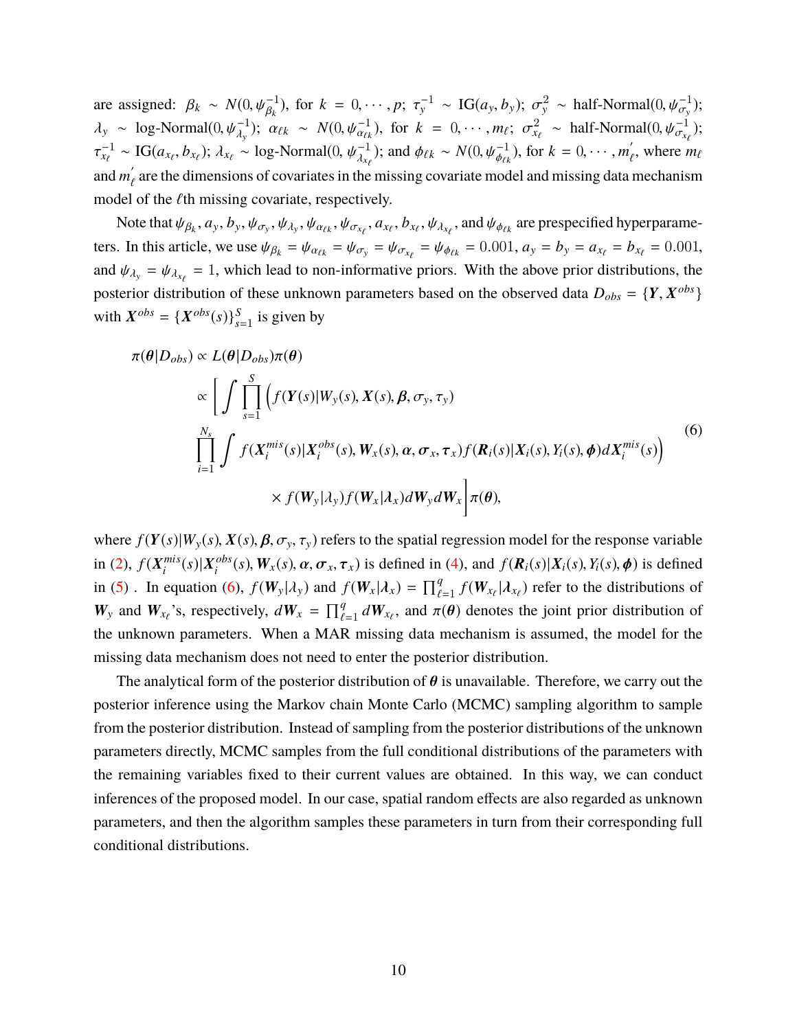are assigned: $\beta_k \sim N(0, \psi_{\beta_k}^{-1})$, for $k = 0, \cdots, p$; $\tau_y^{-1} \sim \text{IG}(a_y, b_y)$; $\sigma_y^2 \sim$ half-Normal$(0, \psi_{\sigma_y}^{-1})$; $\lambda_y \sim$ log-Normal$(0, \psi_{\lambda_y}^{-1})$; $\alpha_{\ell k} \sim N(0, \psi_{\alpha_{\ell k}}^{-1})$, for $k = 0, \cdots, m_\ell$; $\sigma_{x_\ell}^2 \sim$ half-Normal$(0, \psi_{\sigma_{x_\ell}}^{-1})$; $\tau_{x_\ell}^{-1} \sim \text{IG}(a_{x_\ell}, b_{x_\ell})$; $\lambda_{x_\ell} \sim$ log-Normal$(0, \psi_{\lambda_{x_\ell}}^{-1})$; and $\phi_{\ell k} \sim N(0, \psi_{\phi_{\ell k}}^{-1})$, for $k = 0, \cdots, m_\ell'$, where $m_\ell$ and $m_\ell'$ are the dimensions of covariates in the missing covariate model and missing data mechanism model of the $\ell$th missing covariate, respectively.

Note that $\psi_{\beta_k}, a_y, b_y, \psi_{\sigma_y}, \psi_{\lambda_y}, \psi_{\alpha_{\ell k}}, \psi_{\sigma_{x_\ell}}, a_{x_\ell}, b_{x_\ell}, \psi_{\lambda_{x_\ell}}$, and $\psi_{\phi_{\ell k}}$ are prespecified hyperparameters. In this article, we use $\psi_{\beta_k} = \psi_{\alpha_{\ell k}} = \psi_{\sigma_y} = \psi_{\sigma_{x_\ell}} = \psi_{\phi_{\ell k}} = 0.001$, $a_y = b_y = a_{x_\ell} = b_{x_\ell} = 0.001$, and $\psi_{\lambda_y} = \psi_{\lambda_{x_\ell}} = 1$, which lead to non-informative priors. With the above prior distributions, the posterior distribution of these unknown parameters based on the observed data $D_{obs} = \{\boldsymbol{Y}, \boldsymbol{X}^{obs}\}$ with $\boldsymbol{X}^{obs} = \{\boldsymbol{X}^{obs}(s)\}_{s=1}^{S}$ is given by

$$
\begin{aligned}
\pi(\boldsymbol{\theta}|D_{obs}) &\propto L(\boldsymbol{\theta}|D_{obs})\pi(\boldsymbol{\theta}) \\
&\propto \Bigg[ \int \prod_{s=1}^{S} \Big( f(\boldsymbol{Y}(s)|W_y(s), \boldsymbol{X}(s), \boldsymbol{\beta}, \sigma_y, \tau_y) \\
&\prod_{i=1}^{N_s} \int f(\boldsymbol{X}_i^{mis}(s)|\boldsymbol{X}_i^{obs}(s), \boldsymbol{W}_x(s), \boldsymbol{\alpha}, \boldsymbol{\sigma}_x, \boldsymbol{\tau}_x) f(\boldsymbol{R}_i(s)|\boldsymbol{X}_i(s), Y_i(s), \boldsymbol{\phi}) d\boldsymbol{X}_i^{mis}(s) \Big) \\
&\qquad \times f(\boldsymbol{W}_y|\lambda_y) f(\boldsymbol{W}_x|\boldsymbol{\lambda}_x) d\boldsymbol{W}_y d\boldsymbol{W}_x \Bigg] \pi(\boldsymbol{\theta}),
\end{aligned}
\tag{6}
$$

where $f(\boldsymbol{Y}(s)|W_y(s), \boldsymbol{X}(s), \boldsymbol{\beta}, \sigma_y, \tau_y)$ refers to the spatial regression model for the response variable in (2), $f(\boldsymbol{X}_i^{mis}(s)|\boldsymbol{X}_i^{obs}(s), \boldsymbol{W}_x(s), \boldsymbol{\alpha}, \boldsymbol{\sigma}_x, \boldsymbol{\tau}_x)$ is defined in (4), and $f(\boldsymbol{R}_i(s)|\boldsymbol{X}_i(s), Y_i(s), \boldsymbol{\phi})$ is defined in (5) . In equation (6), $f(\boldsymbol{W}_y|\lambda_y)$ and $f(\boldsymbol{W}_x|\boldsymbol{\lambda}_x) = \prod_{\ell=1}^{q} f(\boldsymbol{W}_{x_\ell}|\lambda_{x_\ell})$ refer to the distributions of $\boldsymbol{W}_y$ and $\boldsymbol{W}_{x_\ell}$'s, respectively, $d\boldsymbol{W}_x = \prod_{\ell=1}^{q} d\boldsymbol{W}_{x_\ell}$, and $\pi(\boldsymbol{\theta})$ denotes the joint prior distribution of the unknown parameters. When a MAR missing data mechanism is assumed, the model for the missing data mechanism does not need to enter the posterior distribution.

The analytical form of the posterior distribution of $\boldsymbol{\theta}$ is unavailable. Therefore, we carry out the posterior inference using the Markov chain Monte Carlo (MCMC) sampling algorithm to sample from the posterior distribution. Instead of sampling from the posterior distributions of the unknown parameters directly, MCMC samples from the full conditional distributions of the parameters with the remaining variables fixed to their current values are obtained. In this way, we can conduct inferences of the proposed model. In our case, spatial random effects are also regarded as unknown parameters, and then the algorithm samples these parameters in turn from their corresponding full conditional distributions.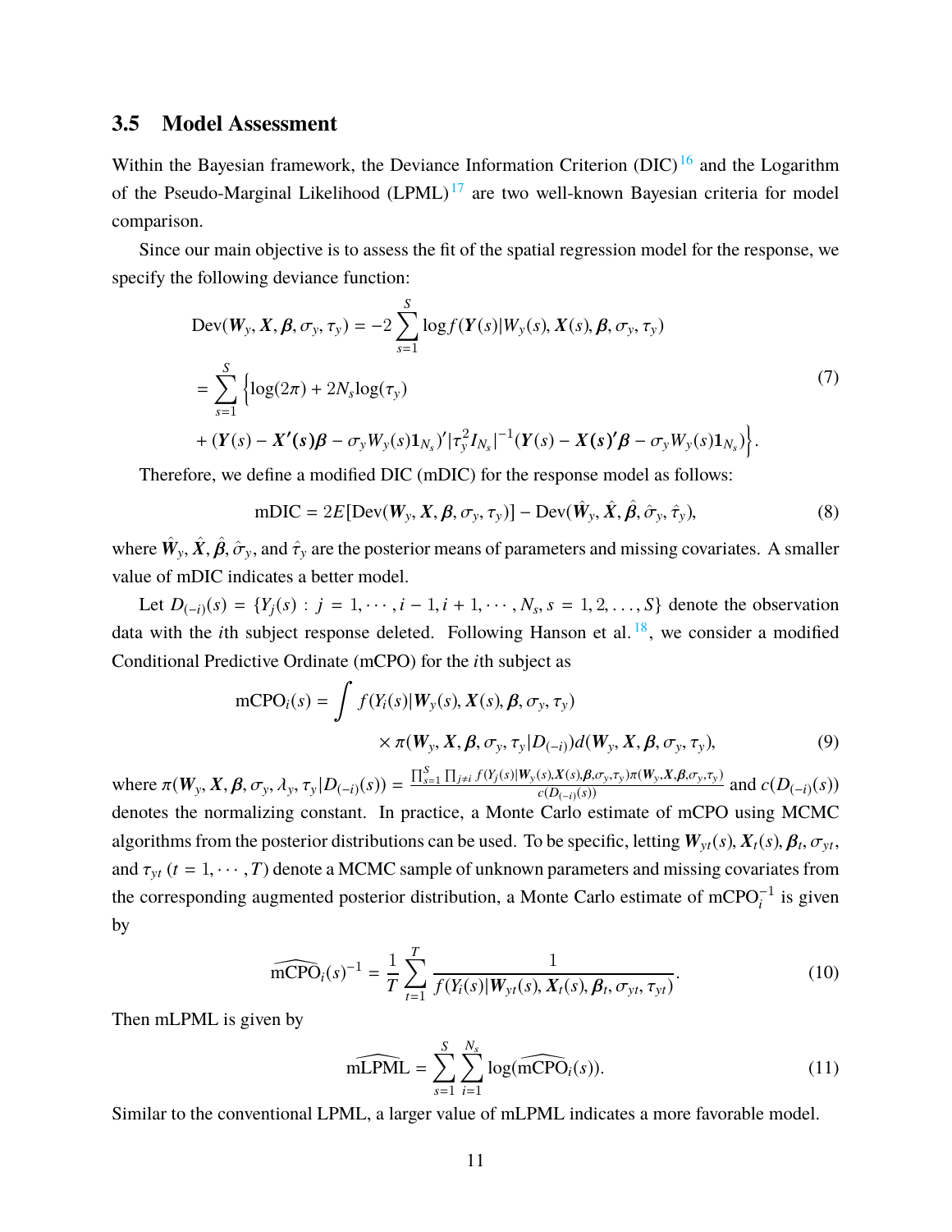### 3.5 Model Assessment

Within the Bayesian framework, the Deviance Information Criterion (DIC)[16] and the Logarithm of the Pseudo-Marginal Likelihood (LPML)[17] are two well-known Bayesian criteria for model comparison.

Since our main objective is to assess the fit of the spatial regression model for the response, we specify the following deviance function:

$$
\begin{aligned}
&\mathrm{Dev}(\boldsymbol{W}_y, \boldsymbol{X}, \boldsymbol{\beta}, \sigma_y, \tau_y) = -2 \sum_{s=1}^{S} \log f(\boldsymbol{Y}(s)|W_y(s), \boldsymbol{X}(s), \boldsymbol{\beta}, \sigma_y, \tau_y) \\
&= \sum_{s=1}^{S} \Big\{ \log(2\pi) + 2N_s \log(\tau_y) \\
&+ (\boldsymbol{Y}(s) - \boldsymbol{X'(s)\beta} - \sigma_y W_y(s) \mathbf{1}_{N_s})' |\tau_y^2 I_{N_s}|^{-1} (\boldsymbol{Y}(s) - \boldsymbol{X(s)'\beta} - \sigma_y W_y(s) \mathbf{1}_{N_s}) \Big\}.
\end{aligned}
\tag{7}
$$

Therefore, we define a modified DIC (mDIC) for the response model as follows:

$$
\mathrm{mDIC} = 2E[\mathrm{Dev}(\boldsymbol{W}_y, \boldsymbol{X}, \boldsymbol{\beta}, \sigma_y, \tau_y)] - \mathrm{Dev}(\hat{\boldsymbol{W}}_y, \hat{\boldsymbol{X}}, \hat{\boldsymbol{\beta}}, \hat{\sigma}_y, \hat{\tau}_y), \tag{8}
$$

where $\hat{\boldsymbol{W}}_y$, $\hat{\boldsymbol{X}}$, $\hat{\boldsymbol{\beta}}$, $\hat{\sigma}_y$, and $\hat{\tau}_y$ are the posterior means of parameters and missing covariates. A smaller value of mDIC indicates a better model.

Let $D_{(-i)}(s) = \{Y_j(s) : j = 1, \cdots, i-1, i+1, \cdots, N_s, s = 1, 2, \ldots, S\}$ denote the observation data with the $i$th subject response deleted. Following Hanson et al.[18], we consider a modified Conditional Predictive Ordinate (mCPO) for the $i$th subject as

$$
\begin{aligned}
\mathrm{mCPO}_i(s) = \int & f(Y_i(s)|\boldsymbol{W}_y(s), \boldsymbol{X}(s), \boldsymbol{\beta}, \sigma_y, \tau_y) \\
& \times \pi(\boldsymbol{W}_y, \boldsymbol{X}, \boldsymbol{\beta}, \sigma_y, \tau_y | D_{(-i)}) d(\boldsymbol{W}_y, \boldsymbol{X}, \boldsymbol{\beta}, \sigma_y, \tau_y),
\end{aligned}
\tag{9}
$$

where $\pi(\boldsymbol{W}_y, \boldsymbol{X}, \boldsymbol{\beta}, \sigma_y, \lambda_y, \tau_y | D_{(-i)}(s)) = \frac{\prod_{s=1}^{S} \prod_{j \neq i} f(Y_j(s)|\boldsymbol{W}_y(s), \boldsymbol{X}(s), \boldsymbol{\beta}, \sigma_y, \tau_y) \pi(\boldsymbol{W}_y, \boldsymbol{X}, \boldsymbol{\beta}, \sigma_y, \tau_y)}{c(D_{(-i)}(s))}$ and $c(D_{(-i)}(s))$ denotes the normalizing constant. In practice, a Monte Carlo estimate of mCPO using MCMC algorithms from the posterior distributions can be used. To be specific, letting $\boldsymbol{W}_{yt}(s)$, $\boldsymbol{X}_t(s)$, $\boldsymbol{\beta}_t$, $\sigma_{yt}$, and $\tau_{yt}$ ($t = 1, \cdots, T$) denote a MCMC sample of unknown parameters and missing covariates from the corresponding augmented posterior distribution, a Monte Carlo estimate of $\mathrm{mCPO}_i^{-1}$ is given by

$$
\widehat{\mathrm{mCPO}}_i(s)^{-1} = \frac{1}{T} \sum_{t=1}^{T} \frac{1}{f(Y_i(s)|\boldsymbol{W}_{yt}(s), \boldsymbol{X}_t(s), \boldsymbol{\beta}_t, \sigma_{yt}, \tau_{yt})}. \tag{10}
$$

Then mLPML is given by

$$
\widehat{\mathrm{mLPML}} = \sum_{s=1}^{S} \sum_{i=1}^{N_s} \log(\widehat{\mathrm{mCPO}}_i(s)). \tag{11}
$$

Similar to the conventional LPML, a larger value of mLPML indicates a more favorable model.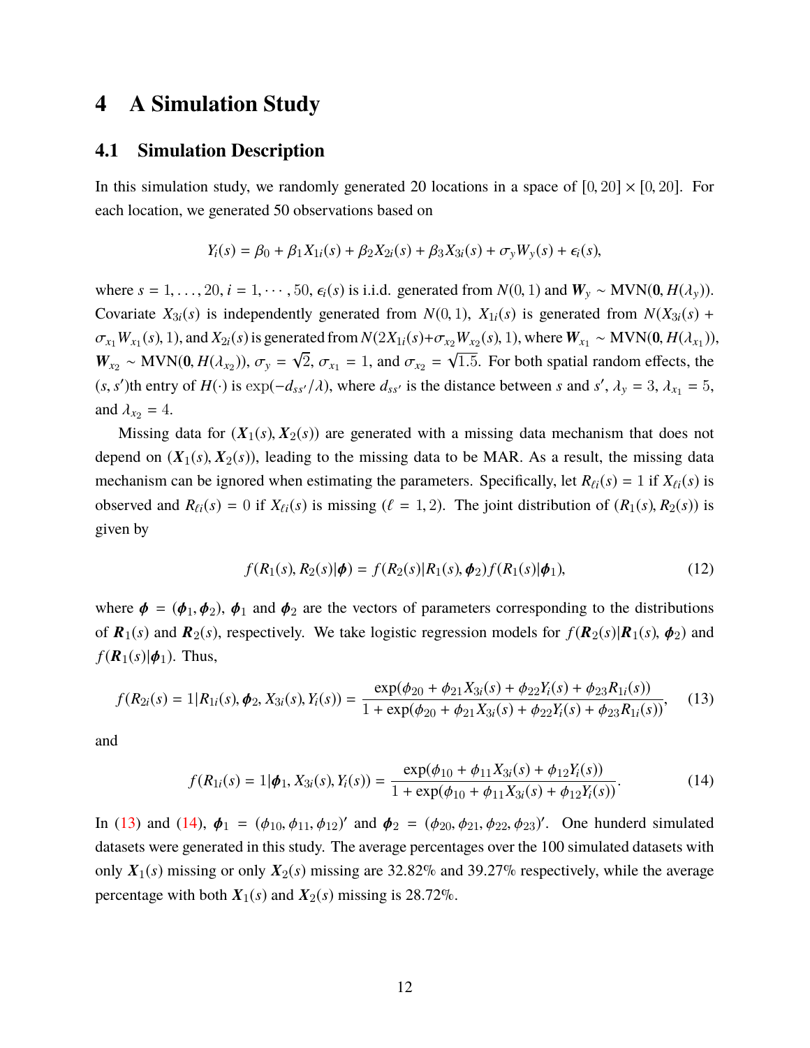# 4 A Simulation Study

## 4.1 Simulation Description

In this simulation study, we randomly generated 20 locations in a space of $[0, 20] \times [0, 20]$. For each location, we generated 50 observations based on

$$Y_i(s) = \beta_0 + \beta_1 X_{1i}(s) + \beta_2 X_{2i}(s) + \beta_3 X_{3i}(s) + \sigma_y W_y(s) + \epsilon_i(s),$$

where $s = 1, \ldots, 20$, $i = 1, \cdots, 50$, $\epsilon_i(s)$ is i.i.d. generated from $N(0, 1)$ and $\boldsymbol{W}_y \sim \text{MVN}(\boldsymbol{0}, H(\lambda_y))$. Covariate $X_{3i}(s)$ is independently generated from $N(0, 1)$, $X_{1i}(s)$ is generated from $N(X_{3i}(s) + \sigma_{x_1} W_{x_1}(s), 1)$, and $X_{2i}(s)$ is generated from $N(2X_{1i}(s) + \sigma_{x_2} W_{x_2}(s), 1)$, where $\boldsymbol{W}_{x_1} \sim \text{MVN}(\boldsymbol{0}, H(\lambda_{x_1}))$, $\boldsymbol{W}_{x_2} \sim \text{MVN}(\boldsymbol{0}, H(\lambda_{x_2}))$, $\sigma_y = \sqrt{2}$, $\sigma_{x_1} = 1$, and $\sigma_{x_2} = \sqrt{1.5}$. For both spatial random effects, the $(s, s')$th entry of $H(\cdot)$ is $\exp(-d_{ss'}/\lambda)$, where $d_{ss'}$ is the distance between $s$ and $s'$, $\lambda_y = 3$, $\lambda_{x_1} = 5$, and $\lambda_{x_2} = 4$.

Missing data for $(\boldsymbol{X}_1(s), \boldsymbol{X}_2(s))$ are generated with a missing data mechanism that does not depend on $(\boldsymbol{X}_1(s), \boldsymbol{X}_2(s))$, leading to the missing data to be MAR. As a result, the missing data mechanism can be ignored when estimating the parameters. Specifically, let $R_{\ell i}(s) = 1$ if $X_{\ell i}(s)$ is observed and $R_{\ell i}(s) = 0$ if $X_{\ell i}(s)$ is missing ($\ell = 1, 2$). The joint distribution of $(R_1(s), R_2(s))$ is given by

$$f(R_1(s), R_2(s)|\boldsymbol{\phi}) = f(R_2(s)|R_1(s), \boldsymbol{\phi}_2) f(R_1(s)|\boldsymbol{\phi}_1), \tag{12}$$

where $\boldsymbol{\phi} = (\boldsymbol{\phi}_1, \boldsymbol{\phi}_2)$, $\boldsymbol{\phi}_1$ and $\boldsymbol{\phi}_2$ are the vectors of parameters corresponding to the distributions of $\boldsymbol{R}_1(s)$ and $\boldsymbol{R}_2(s)$, respectively. We take logistic regression models for $f(\boldsymbol{R}_2(s)|\boldsymbol{R}_1(s), \boldsymbol{\phi}_2)$ and $f(\boldsymbol{R}_1(s)|\boldsymbol{\phi}_1)$. Thus,

$$f(R_{2i}(s) = 1|R_{1i}(s), \boldsymbol{\phi}_2, X_{3i}(s), Y_i(s)) = \frac{\exp(\phi_{20} + \phi_{21} X_{3i}(s) + \phi_{22} Y_i(s) + \phi_{23} R_{1i}(s))}{1 + \exp(\phi_{20} + \phi_{21} X_{3i}(s) + \phi_{22} Y_i(s) + \phi_{23} R_{1i}(s))}, \tag{13}$$

and

$$f(R_{1i}(s) = 1|\boldsymbol{\phi}_1, X_{3i}(s), Y_i(s)) = \frac{\exp(\phi_{10} + \phi_{11} X_{3i}(s) + \phi_{12} Y_i(s))}{1 + \exp(\phi_{10} + \phi_{11} X_{3i}(s) + \phi_{12} Y_i(s))}. \tag{14}$$

In (13) and (14), $\boldsymbol{\phi}_1 = (\phi_{10}, \phi_{11}, \phi_{12})'$ and $\boldsymbol{\phi}_2 = (\phi_{20}, \phi_{21}, \phi_{22}, \phi_{23})'$. One hunderd simulated datasets were generated in this study. The average percentages over the 100 simulated datasets with only $\boldsymbol{X}_1(s)$ missing or only $\boldsymbol{X}_2(s)$ missing are 32.82% and 39.27% respectively, while the average percentage with both $\boldsymbol{X}_1(s)$ and $\boldsymbol{X}_2(s)$ missing is 28.72%.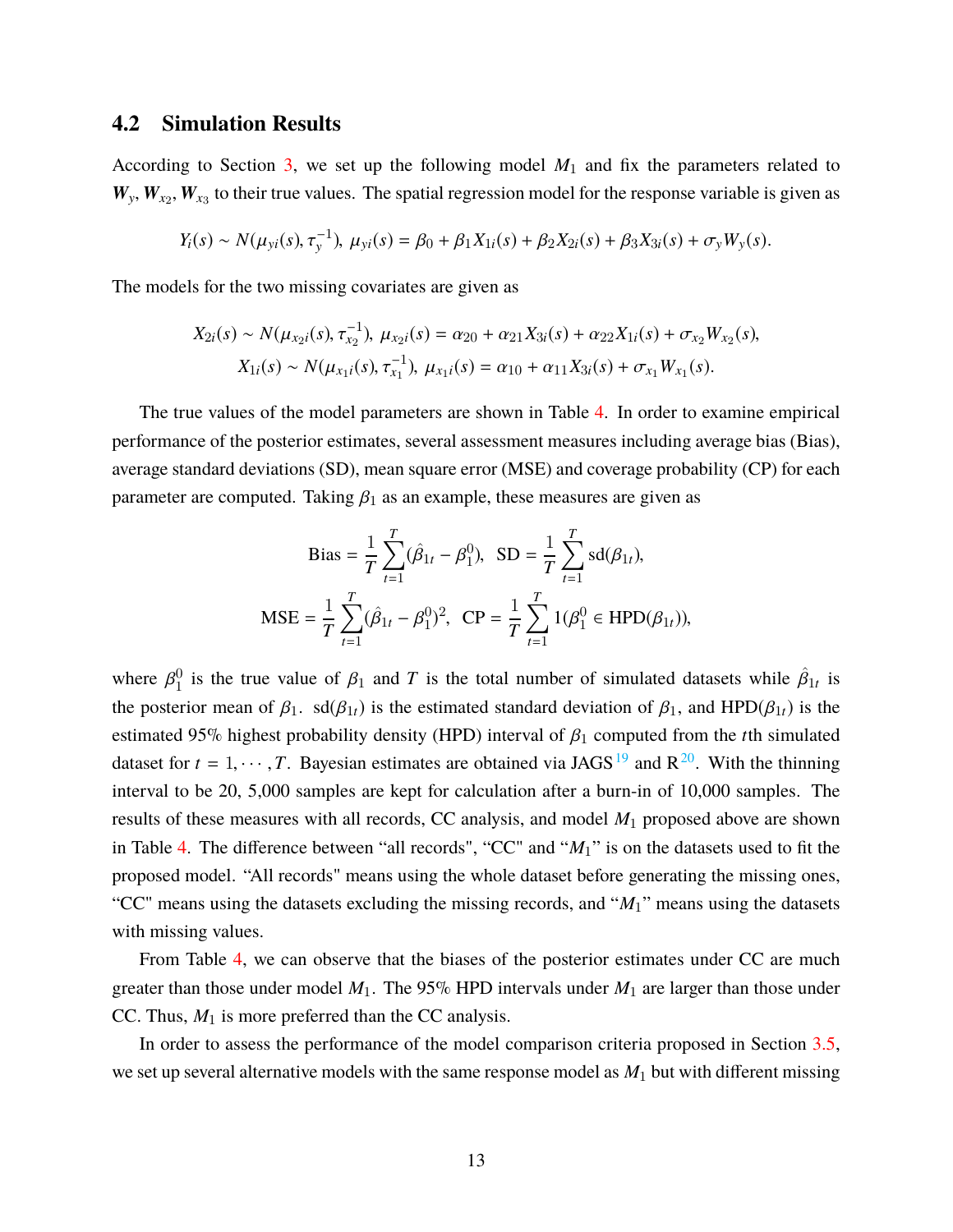## 4.2 Simulation Results

According to Section 3, we set up the following model $M_1$ and fix the parameters related to $\boldsymbol{W}_y, \boldsymbol{W}_{x_2}, \boldsymbol{W}_{x_3}$ to their true values. The spatial regression model for the response variable is given as

$$Y_i(s) \sim N(\mu_{yi}(s), \tau_y^{-1}),\ \mu_{yi}(s) = \beta_0 + \beta_1 X_{1i}(s) + \beta_2 X_{2i}(s) + \beta_3 X_{3i}(s) + \sigma_y W_y(s).$$

The models for the two missing covariates are given as

$$X_{2i}(s) \sim N(\mu_{x_2 i}(s), \tau_{x_2}^{-1}),\ \mu_{x_2 i}(s) = \alpha_{20} + \alpha_{21} X_{3i}(s) + \alpha_{22} X_{1i}(s) + \sigma_{x_2} W_{x_2}(s),$$
$$X_{1i}(s) \sim N(\mu_{x_1 i}(s), \tau_{x_1}^{-1}),\ \mu_{x_1 i}(s) = \alpha_{10} + \alpha_{11} X_{3i}(s) + \sigma_{x_1} W_{x_1}(s).$$

The true values of the model parameters are shown in Table 4. In order to examine empirical performance of the posterior estimates, several assessment measures including average bias (Bias), average standard deviations (SD), mean square error (MSE) and coverage probability (CP) for each parameter are computed. Taking $\beta_1$ as an example, these measures are given as

$$\text{Bias} = \frac{1}{T}\sum_{t=1}^{T}(\hat{\beta}_{1t} - \beta_1^0),\ \ \text{SD} = \frac{1}{T}\sum_{t=1}^{T}\text{sd}(\beta_{1t}),$$
$$\text{MSE} = \frac{1}{T}\sum_{t=1}^{T}(\hat{\beta}_{1t} - \beta_1^0)^2,\ \ \text{CP} = \frac{1}{T}\sum_{t=1}^{T}1(\beta_1^0 \in \text{HPD}(\beta_{1t})),$$

where $\beta_1^0$ is the true value of $\beta_1$ and $T$ is the total number of simulated datasets while $\hat{\beta}_{1t}$ is the posterior mean of $\beta_1$. $\text{sd}(\beta_{1t})$ is the estimated standard deviation of $\beta_1$, and $\text{HPD}(\beta_{1t})$ is the estimated 95% highest probability density (HPD) interval of $\beta_1$ computed from the $t$th simulated dataset for $t = 1, \cdots, T$. Bayesian estimates are obtained via JAGS [19] and R [20]. With the thinning interval to be 20, 5,000 samples are kept for calculation after a burn-in of 10,000 samples. The results of these measures with all records, CC analysis, and model $M_1$ proposed above are shown in Table 4. The difference between "all records", "CC" and "$M_1$" is on the datasets used to fit the proposed model. "All records" means using the whole dataset before generating the missing ones, "CC" means using the datasets excluding the missing records, and "$M_1$" means using the datasets with missing values.

From Table 4, we can observe that the biases of the posterior estimates under CC are much greater than those under model $M_1$. The 95% HPD intervals under $M_1$ are larger than those under CC. Thus, $M_1$ is more preferred than the CC analysis.

In order to assess the performance of the model comparison criteria proposed in Section 3.5, we set up several alternative models with the same response model as $M_1$ but with different missing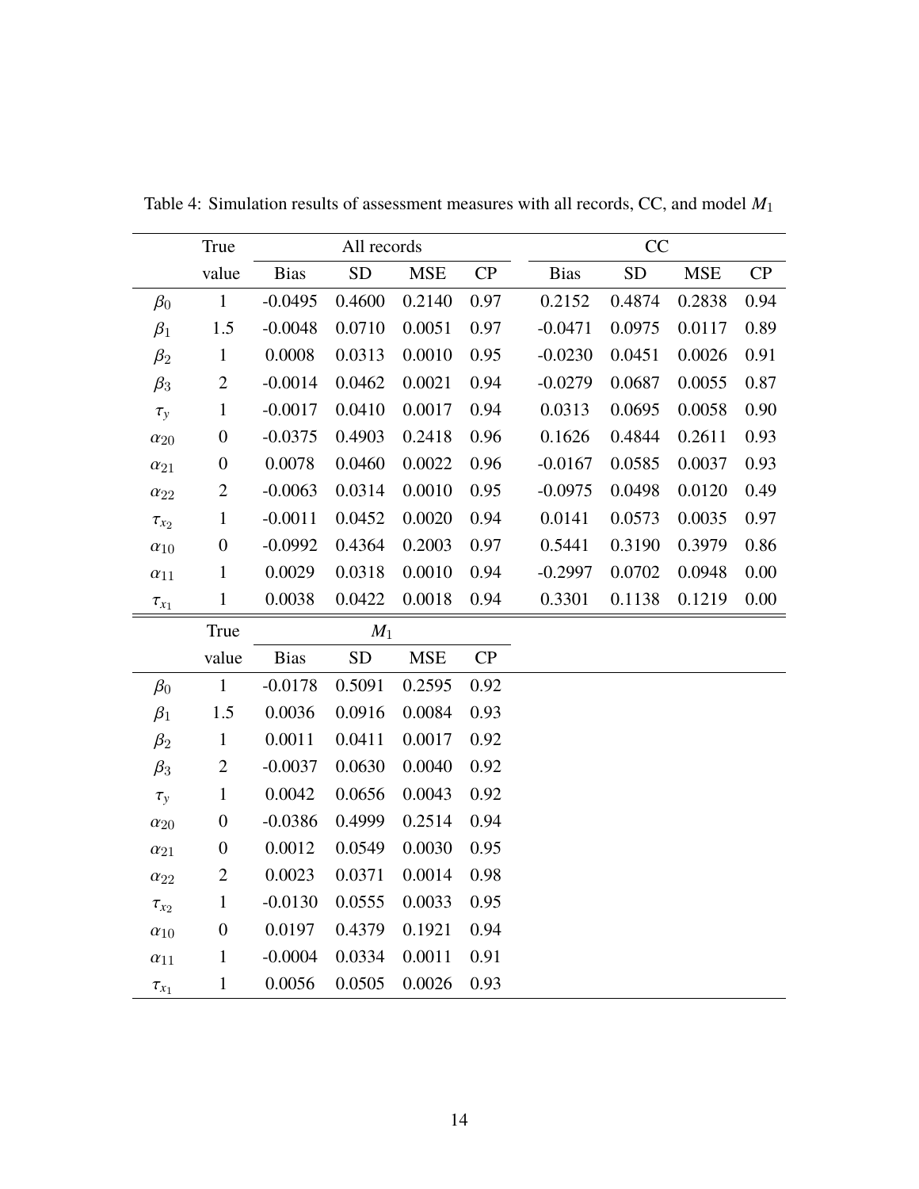Table 4: Simulation results of assessment measures with all records, CC, and model $M_1$

| | True | All records | | | | CC | | | |
|---|---|---|---|---|---|---|---|---|---|
| | value | Bias | SD | MSE | CP | Bias | SD | MSE | CP |
| $\beta_0$ | 1 | -0.0495 | 0.4600 | 0.2140 | 0.97 | 0.2152 | 0.4874 | 0.2838 | 0.94 |
| $\beta_1$ | 1.5 | -0.0048 | 0.0710 | 0.0051 | 0.97 | -0.0471 | 0.0975 | 0.0117 | 0.89 |
| $\beta_2$ | 1 | 0.0008 | 0.0313 | 0.0010 | 0.95 | -0.0230 | 0.0451 | 0.0026 | 0.91 |
| $\beta_3$ | 2 | -0.0014 | 0.0462 | 0.0021 | 0.94 | -0.0279 | 0.0687 | 0.0055 | 0.87 |
| $\tau_y$ | 1 | -0.0017 | 0.0410 | 0.0017 | 0.94 | 0.0313 | 0.0695 | 0.0058 | 0.90 |
| $\alpha_{20}$ | 0 | -0.0375 | 0.4903 | 0.2418 | 0.96 | 0.1626 | 0.4844 | 0.2611 | 0.93 |
| $\alpha_{21}$ | 0 | 0.0078 | 0.0460 | 0.0022 | 0.96 | -0.0167 | 0.0585 | 0.0037 | 0.93 |
| $\alpha_{22}$ | 2 | -0.0063 | 0.0314 | 0.0010 | 0.95 | -0.0975 | 0.0498 | 0.0120 | 0.49 |
| $\tau_{x_2}$ | 1 | -0.0011 | 0.0452 | 0.0020 | 0.94 | 0.0141 | 0.0573 | 0.0035 | 0.97 |
| $\alpha_{10}$ | 0 | -0.0992 | 0.4364 | 0.2003 | 0.97 | 0.5441 | 0.3190 | 0.3979 | 0.86 |
| $\alpha_{11}$ | 1 | 0.0029 | 0.0318 | 0.0010 | 0.94 | -0.2997 | 0.0702 | 0.0948 | 0.00 |
| $\tau_{x_1}$ | 1 | 0.0038 | 0.0422 | 0.0018 | 0.94 | 0.3301 | 0.1138 | 0.1219 | 0.00 |

| | True | $M_1$ | | | |
|---|---|---|---|---|---|
| | value | Bias | SD | MSE | CP |
| $\beta_0$ | 1 | -0.0178 | 0.5091 | 0.2595 | 0.92 |
| $\beta_1$ | 1.5 | 0.0036 | 0.0916 | 0.0084 | 0.93 |
| $\beta_2$ | 1 | 0.0011 | 0.0411 | 0.0017 | 0.92 |
| $\beta_3$ | 2 | -0.0037 | 0.0630 | 0.0040 | 0.92 |
| $\tau_y$ | 1 | 0.0042 | 0.0656 | 0.0043 | 0.92 |
| $\alpha_{20}$ | 0 | -0.0386 | 0.4999 | 0.2514 | 0.94 |
| $\alpha_{21}$ | 0 | 0.0012 | 0.0549 | 0.0030 | 0.95 |
| $\alpha_{22}$ | 2 | 0.0023 | 0.0371 | 0.0014 | 0.98 |
| $\tau_{x_2}$ | 1 | -0.0130 | 0.0555 | 0.0033 | 0.95 |
| $\alpha_{10}$ | 0 | 0.0197 | 0.4379 | 0.1921 | 0.94 |
| $\alpha_{11}$ | 1 | -0.0004 | 0.0334 | 0.0011 | 0.91 |
| $\tau_{x_1}$ | 1 | 0.0056 | 0.0505 | 0.0026 | 0.93 |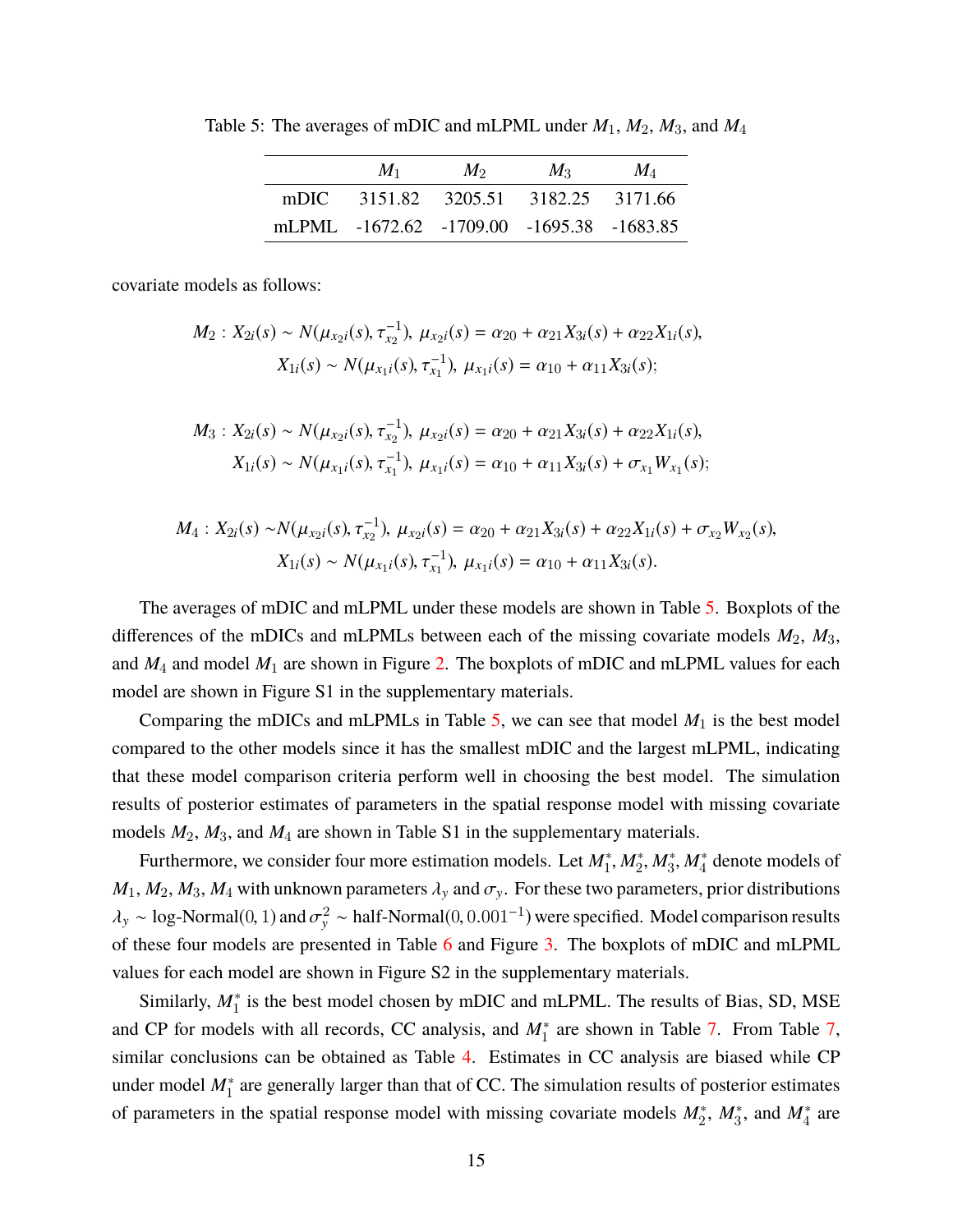Table 5: The averages of mDIC and mLPML under $M_1$, $M_2$, $M_3$, and $M_4$

| | $M_1$ | $M_2$ | $M_3$ | $M_4$ |
|---|---|---|---|---|
| mDIC | 3151.82 | 3205.51 | 3182.25 | 3171.66 |
| mLPML | -1672.62 | -1709.00 | -1695.38 | -1683.85 |

covariate models as follows:

$$M_2 : X_{2i}(s) \sim N(\mu_{x_2 i}(s), \tau_{x_2}^{-1}),\ \mu_{x_2 i}(s) = \alpha_{20} + \alpha_{21} X_{3i}(s) + \alpha_{22} X_{1i}(s),$$
$$X_{1i}(s) \sim N(\mu_{x_1 i}(s), \tau_{x_1}^{-1}),\ \mu_{x_1 i}(s) = \alpha_{10} + \alpha_{11} X_{3i}(s);$$

$$M_3 : X_{2i}(s) \sim N(\mu_{x_2 i}(s), \tau_{x_2}^{-1}),\ \mu_{x_2 i}(s) = \alpha_{20} + \alpha_{21} X_{3i}(s) + \alpha_{22} X_{1i}(s),$$
$$X_{1i}(s) \sim N(\mu_{x_1 i}(s), \tau_{x_1}^{-1}),\ \mu_{x_1 i}(s) = \alpha_{10} + \alpha_{11} X_{3i}(s) + \sigma_{x_1} W_{x_1}(s);$$

$$M_4 : X_{2i}(s) \sim N(\mu_{x_2 i}(s), \tau_{x_2}^{-1}),\ \mu_{x_2 i}(s) = \alpha_{20} + \alpha_{21} X_{3i}(s) + \alpha_{22} X_{1i}(s) + \sigma_{x_2} W_{x_2}(s),$$
$$X_{1i}(s) \sim N(\mu_{x_1 i}(s), \tau_{x_1}^{-1}),\ \mu_{x_1 i}(s) = \alpha_{10} + \alpha_{11} X_{3i}(s).$$

The averages of mDIC and mLPML under these models are shown in Table 5. Boxplots of the differences of the mDICs and mLPMLs between each of the missing covariate models $M_2$, $M_3$, and $M_4$ and model $M_1$ are shown in Figure 2. The boxplots of mDIC and mLPML values for each model are shown in Figure S1 in the supplementary materials.

Comparing the mDICs and mLPMLs in Table 5, we can see that model $M_1$ is the best model compared to the other models since it has the smallest mDIC and the largest mLPML, indicating that these model comparison criteria perform well in choosing the best model. The simulation results of posterior estimates of parameters in the spatial response model with missing covariate models $M_2$, $M_3$, and $M_4$ are shown in Table S1 in the supplementary materials.

Furthermore, we consider four more estimation models. Let $M_1^*$, $M_2^*$, $M_3^*$, $M_4^*$ denote models of $M_1$, $M_2$, $M_3$, $M_4$ with unknown parameters $\lambda_y$ and $\sigma_y$. For these two parameters, prior distributions $\lambda_y \sim$ log-Normal$(0, 1)$ and $\sigma_y^2 \sim$ half-Normal$(0, 0.001^{-1})$ were specified. Model comparison results of these four models are presented in Table 6 and Figure 3. The boxplots of mDIC and mLPML values for each model are shown in Figure S2 in the supplementary materials.

Similarly, $M_1^*$ is the best model chosen by mDIC and mLPML. The results of Bias, SD, MSE and CP for models with all records, CC analysis, and $M_1^*$ are shown in Table 7. From Table 7, similar conclusions can be obtained as Table 4. Estimates in CC analysis are biased while CP under model $M_1^*$ are generally larger than that of CC. The simulation results of posterior estimates of parameters in the spatial response model with missing covariate models $M_2^*$, $M_3^*$, and $M_4^*$ are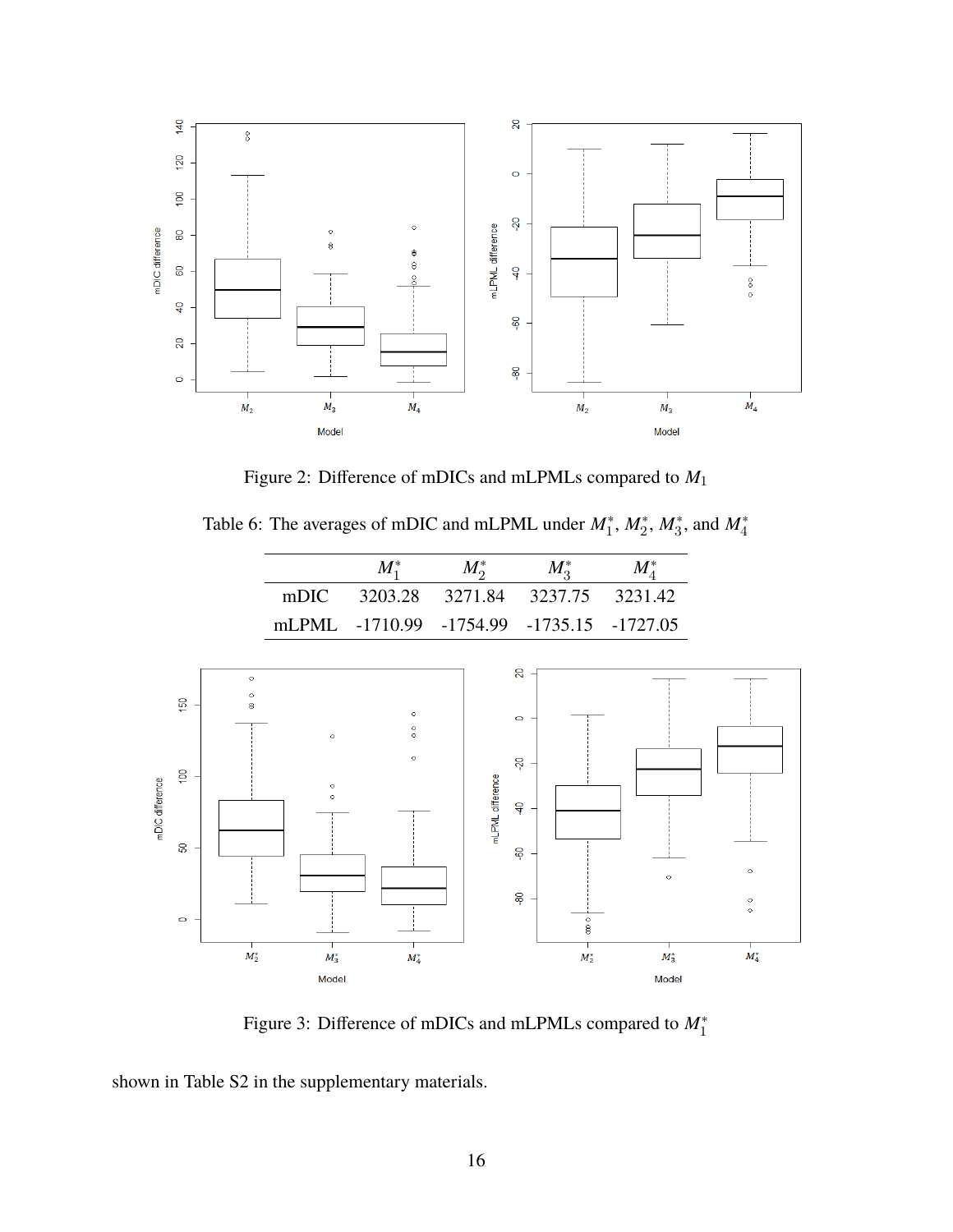Figure 2: Difference of mDICs and mLPMLs compared to $M_1$

Table 6: The averages of mDIC and mLPML under $M_1^*$, $M_2^*$, $M_3^*$, and $M_4^*$

| | $M_1^*$ | $M_2^*$ | $M_3^*$ | $M_4^*$ |
|---|---|---|---|---|
| mDIC | 3203.28 | 3271.84 | 3237.75 | 3231.42 |
| mLPML | -1710.99 | -1754.99 | -1735.15 | -1727.05 |

Figure 3: Difference of mDICs and mLPMLs compared to $M_1^*$

shown in Table S2 in the supplementary materials.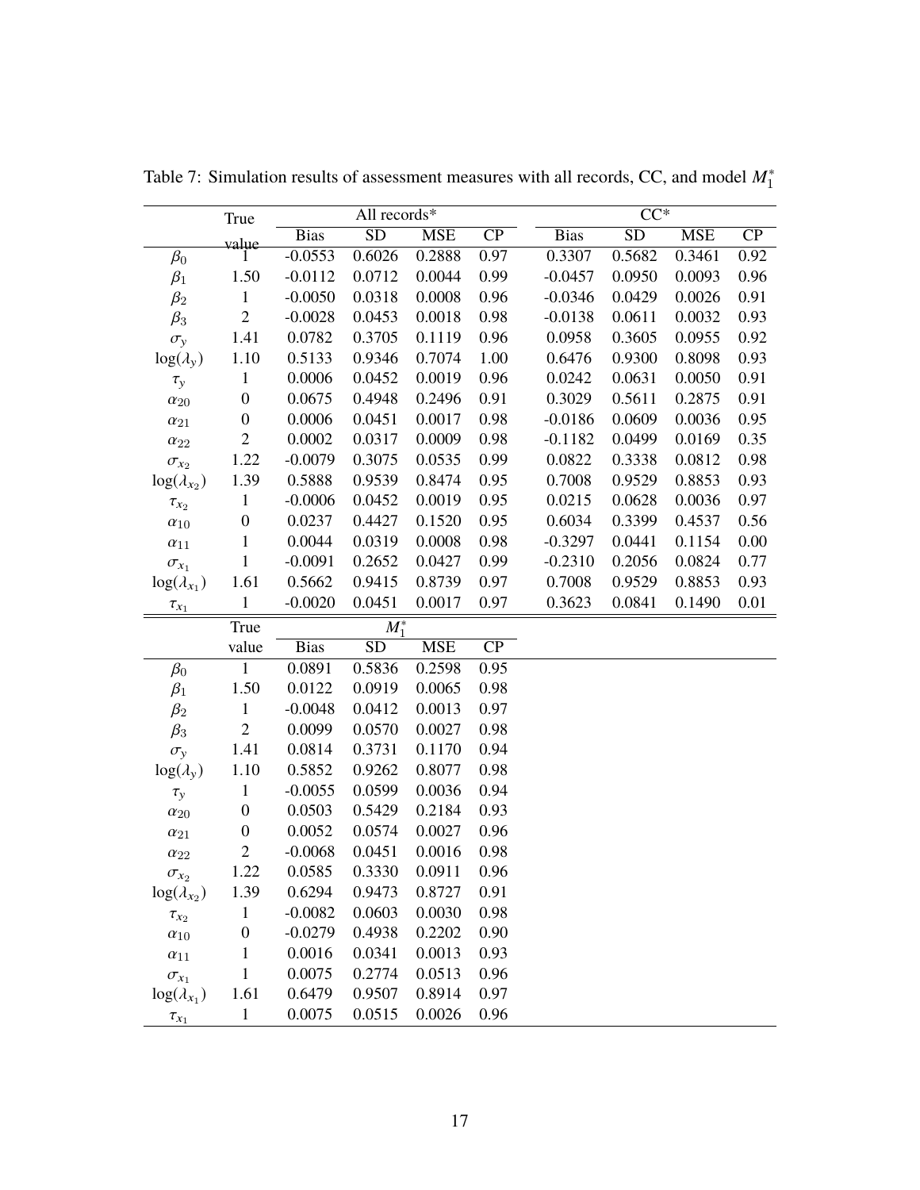Table 7: Simulation results of assessment measures with all records, CC, and model $M_1^*$

| | True value | All records* | | | | CC* | | | |
|---|---|---|---|---|---|---|---|---|---|
| | | Bias | SD | MSE | CP | Bias | SD | MSE | CP |
| $\beta_0$ | 1 | -0.0553 | 0.6026 | 0.2888 | 0.97 | 0.3307 | 0.5682 | 0.3461 | 0.92 |
| $\beta_1$ | 1.50 | -0.0112 | 0.0712 | 0.0044 | 0.99 | -0.0457 | 0.0950 | 0.0093 | 0.96 |
| $\beta_2$ | 1 | -0.0050 | 0.0318 | 0.0008 | 0.96 | -0.0346 | 0.0429 | 0.0026 | 0.91 |
| $\beta_3$ | 2 | -0.0028 | 0.0453 | 0.0018 | 0.98 | -0.0138 | 0.0611 | 0.0032 | 0.93 |
| $\sigma_y$ | 1.41 | 0.0782 | 0.3705 | 0.1119 | 0.96 | 0.0958 | 0.3605 | 0.0955 | 0.92 |
| $\log(\lambda_y)$ | 1.10 | 0.5133 | 0.9346 | 0.7074 | 1.00 | 0.6476 | 0.9300 | 0.8098 | 0.93 |
| $\tau_y$ | 1 | 0.0006 | 0.0452 | 0.0019 | 0.96 | 0.0242 | 0.0631 | 0.0050 | 0.91 |
| $\alpha_{20}$ | 0 | 0.0675 | 0.4948 | 0.2496 | 0.91 | 0.3029 | 0.5611 | 0.2875 | 0.91 |
| $\alpha_{21}$ | 0 | 0.0006 | 0.0451 | 0.0017 | 0.98 | -0.0186 | 0.0609 | 0.0036 | 0.95 |
| $\alpha_{22}$ | 2 | 0.0002 | 0.0317 | 0.0009 | 0.98 | -0.1182 | 0.0499 | 0.0169 | 0.35 |
| $\sigma_{x_2}$ | 1.22 | -0.0079 | 0.3075 | 0.0535 | 0.99 | 0.0822 | 0.3338 | 0.0812 | 0.98 |
| $\log(\lambda_{x_2})$ | 1.39 | 0.5888 | 0.9539 | 0.8474 | 0.95 | 0.7008 | 0.9529 | 0.8853 | 0.93 |
| $\tau_{x_2}$ | 1 | -0.0006 | 0.0452 | 0.0019 | 0.95 | 0.0215 | 0.0628 | 0.0036 | 0.97 |
| $\alpha_{10}$ | 0 | 0.0237 | 0.4427 | 0.1520 | 0.95 | 0.6034 | 0.3399 | 0.4537 | 0.56 |
| $\alpha_{11}$ | 1 | 0.0044 | 0.0319 | 0.0008 | 0.98 | -0.3297 | 0.0441 | 0.1154 | 0.00 |
| $\sigma_{x_1}$ | 1 | -0.0091 | 0.2652 | 0.0427 | 0.99 | -0.2310 | 0.2056 | 0.0824 | 0.77 |
| $\log(\lambda_{x_1})$ | 1.61 | 0.5662 | 0.9415 | 0.8739 | 0.97 | 0.7008 | 0.9529 | 0.8853 | 0.93 |
| $\tau_{x_1}$ | 1 | -0.0020 | 0.0451 | 0.0017 | 0.97 | 0.3623 | 0.0841 | 0.1490 | 0.01 |

| | True value | $M_1^*$ | | | |
|---|---|---|---|---|---|
| | | Bias | SD | MSE | CP |
| $\beta_0$ | 1 | 0.0891 | 0.5836 | 0.2598 | 0.95 |
| $\beta_1$ | 1.50 | 0.0122 | 0.0919 | 0.0065 | 0.98 |
| $\beta_2$ | 1 | -0.0048 | 0.0412 | 0.0013 | 0.97 |
| $\beta_3$ | 2 | 0.0099 | 0.0570 | 0.0027 | 0.98 |
| $\sigma_y$ | 1.41 | 0.0814 | 0.3731 | 0.1170 | 0.94 |
| $\log(\lambda_y)$ | 1.10 | 0.5852 | 0.9262 | 0.8077 | 0.98 |
| $\tau_y$ | 1 | -0.0055 | 0.0599 | 0.0036 | 0.94 |
| $\alpha_{20}$ | 0 | 0.0503 | 0.5429 | 0.2184 | 0.93 |
| $\alpha_{21}$ | 0 | 0.0052 | 0.0574 | 0.0027 | 0.96 |
| $\alpha_{22}$ | 2 | -0.0068 | 0.0451 | 0.0016 | 0.98 |
| $\sigma_{x_2}$ | 1.22 | 0.0585 | 0.3330 | 0.0911 | 0.96 |
| $\log(\lambda_{x_2})$ | 1.39 | 0.6294 | 0.9473 | 0.8727 | 0.91 |
| $\tau_{x_2}$ | 1 | -0.0082 | 0.0603 | 0.0030 | 0.98 |
| $\alpha_{10}$ | 0 | -0.0279 | 0.4938 | 0.2202 | 0.90 |
| $\alpha_{11}$ | 1 | 0.0016 | 0.0341 | 0.0013 | 0.93 |
| $\sigma_{x_1}$ | 1 | 0.0075 | 0.2774 | 0.0513 | 0.96 |
| $\log(\lambda_{x_1})$ | 1.61 | 0.6479 | 0.9507 | 0.8914 | 0.97 |
| $\tau_{x_1}$ | 1 | 0.0075 | 0.0515 | 0.0026 | 0.96 |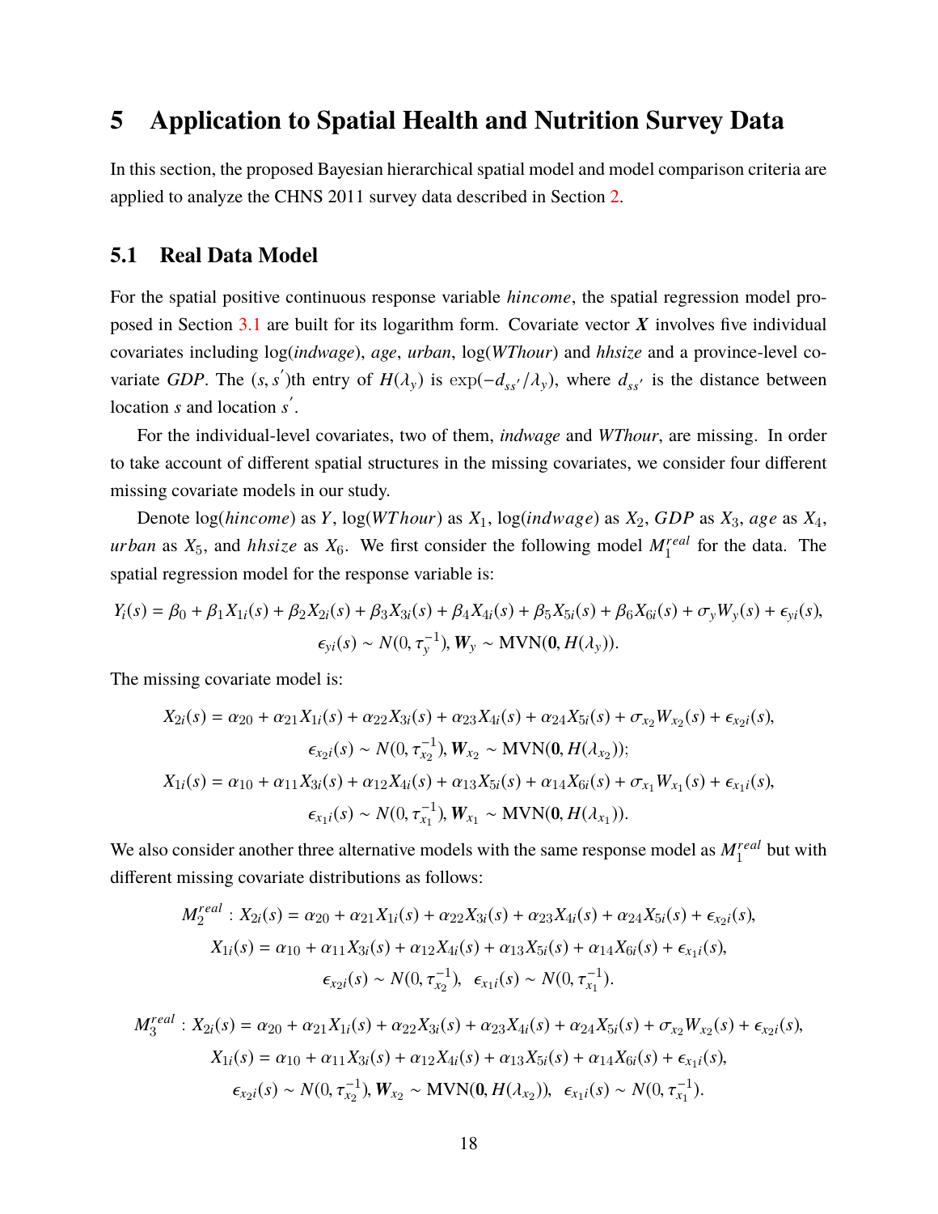# 5 Application to Spatial Health and Nutrition Survey Data

In this section, the proposed Bayesian hierarchical spatial model and model comparison criteria are applied to analyze the CHNS 2011 survey data described in Section 2.

## 5.1 Real Data Model

For the spatial positive continuous response variable *hincome*, the spatial regression model proposed in Section 3.1 are built for its logarithm form. Covariate vector $\boldsymbol{X}$ involves five individual covariates including log(*indwage*), *age*, *urban*, log(*WThour*) and *hhsize* and a province-level covariate *GDP*. The $(s, s^{'})$th entry of $H(\lambda_y)$ is $\exp(-d_{ss'}/\lambda_y)$, where $d_{ss'}$ is the distance between location $s$ and location $s^{'}$.

For the individual-level covariates, two of them, *indwage* and *WThour*, are missing. In order to take account of different spatial structures in the missing covariates, we consider four different missing covariate models in our study.

Denote $\log(hincome)$ as $Y$, $\log(WThour)$ as $X_1$, $\log(indwage)$ as $X_2$, $GDP$ as $X_3$, $age$ as $X_4$, $urban$ as $X_5$, and $hhsize$ as $X_6$. We first consider the following model $M_1^{real}$ for the data. The spatial regression model for the response variable is:

$$
Y_i(s) = \beta_0 + \beta_1 X_{1i}(s) + \beta_2 X_{2i}(s) + \beta_3 X_{3i}(s) + \beta_4 X_{4i}(s) + \beta_5 X_{5i}(s) + \beta_6 X_{6i}(s) + \sigma_y W_y(s) + \epsilon_{yi}(s),
$$
$$
\epsilon_{yi}(s) \sim N(0, \tau_y^{-1}), \boldsymbol{W}_y \sim \text{MVN}(\boldsymbol{0}, H(\lambda_y)).
$$

The missing covariate model is:

$$
X_{2i}(s) = \alpha_{20} + \alpha_{21} X_{1i}(s) + \alpha_{22} X_{3i}(s) + \alpha_{23} X_{4i}(s) + \alpha_{24} X_{5i}(s) + \sigma_{x_2} W_{x_2}(s) + \epsilon_{x_2 i}(s),
$$
$$
\epsilon_{x_2 i}(s) \sim N(0, \tau_{x_2}^{-1}), \boldsymbol{W}_{x_2} \sim \text{MVN}(\boldsymbol{0}, H(\lambda_{x_2}));
$$
$$
X_{1i}(s) = \alpha_{10} + \alpha_{11} X_{3i}(s) + \alpha_{12} X_{4i}(s) + \alpha_{13} X_{5i}(s) + \alpha_{14} X_{6i}(s) + \sigma_{x_1} W_{x_1}(s) + \epsilon_{x_1 i}(s),
$$
$$
\epsilon_{x_1 i}(s) \sim N(0, \tau_{x_1}^{-1}), \boldsymbol{W}_{x_1} \sim \text{MVN}(\boldsymbol{0}, H(\lambda_{x_1})).
$$

We also consider another three alternative models with the same response model as $M_1^{real}$ but with different missing covariate distributions as follows:

$$
M_2^{real}: X_{2i}(s) = \alpha_{20} + \alpha_{21} X_{1i}(s) + \alpha_{22} X_{3i}(s) + \alpha_{23} X_{4i}(s) + \alpha_{24} X_{5i}(s) + \epsilon_{x_2 i}(s),
$$
$$
X_{1i}(s) = \alpha_{10} + \alpha_{11} X_{3i}(s) + \alpha_{12} X_{4i}(s) + \alpha_{13} X_{5i}(s) + \alpha_{14} X_{6i}(s) + \epsilon_{x_1 i}(s),
$$
$$
\epsilon_{x_2 i}(s) \sim N(0, \tau_{x_2}^{-1}), \quad \epsilon_{x_1 i}(s) \sim N(0, \tau_{x_1}^{-1}).
$$

$$
M_3^{real}: X_{2i}(s) = \alpha_{20} + \alpha_{21} X_{1i}(s) + \alpha_{22} X_{3i}(s) + \alpha_{23} X_{4i}(s) + \alpha_{24} X_{5i}(s) + \sigma_{x_2} W_{x_2}(s) + \epsilon_{x_2 i}(s),
$$
$$
X_{1i}(s) = \alpha_{10} + \alpha_{11} X_{3i}(s) + \alpha_{12} X_{4i}(s) + \alpha_{13} X_{5i}(s) + \alpha_{14} X_{6i}(s) + \epsilon_{x_1 i}(s),
$$
$$
\epsilon_{x_2 i}(s) \sim N(0, \tau_{x_2}^{-1}), \boldsymbol{W}_{x_2} \sim \text{MVN}(\boldsymbol{0}, H(\lambda_{x_2})), \quad \epsilon_{x_1 i}(s) \sim N(0, \tau_{x_1}^{-1}).
$$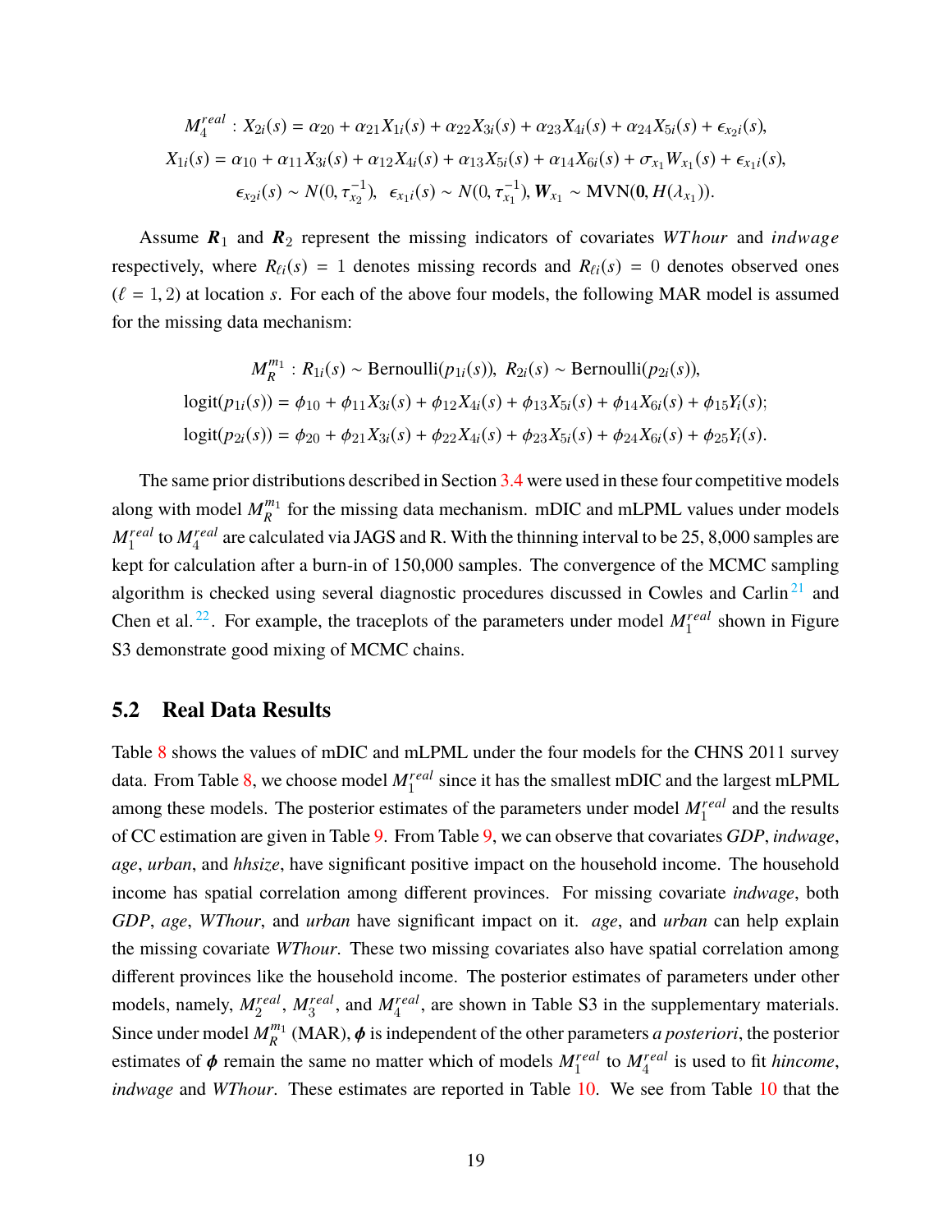$$
\begin{aligned}
M_4^{real}: X_{2i}(s) &= \alpha_{20} + \alpha_{21} X_{1i}(s) + \alpha_{22} X_{3i}(s) + \alpha_{23} X_{4i}(s) + \alpha_{24} X_{5i}(s) + \epsilon_{x_2 i}(s), \\
X_{1i}(s) &= \alpha_{10} + \alpha_{11} X_{3i}(s) + \alpha_{12} X_{4i}(s) + \alpha_{13} X_{5i}(s) + \alpha_{14} X_{6i}(s) + \sigma_{x_1} W_{x_1}(s) + \epsilon_{x_1 i}(s), \\
\epsilon_{x_2 i}(s) &\sim N(0, \tau_{x_2}^{-1}), \;\; \epsilon_{x_1 i}(s) \sim N(0, \tau_{x_1}^{-1}), \; \boldsymbol{W}_{x_1} \sim \text{MVN}(\mathbf{0}, H(\lambda_{x_1})).
\end{aligned}
$$

Assume $\boldsymbol{R}_1$ and $\boldsymbol{R}_2$ represent the missing indicators of covariates *WThour* and *indwage* respectively, where $R_{\ell i}(s) = 1$ denotes missing records and $R_{\ell i}(s) = 0$ denotes observed ones ($\ell = 1, 2$) at location $s$. For each of the above four models, the following MAR model is assumed for the missing data mechanism:

$$
\begin{aligned}
M_R^{m_1}: R_{1i}(s) &\sim \text{Bernoulli}(p_{1i}(s)), \; R_{2i}(s) \sim \text{Bernoulli}(p_{2i}(s)), \\
\text{logit}(p_{1i}(s)) &= \phi_{10} + \phi_{11} X_{3i}(s) + \phi_{12} X_{4i}(s) + \phi_{13} X_{5i}(s) + \phi_{14} X_{6i}(s) + \phi_{15} Y_i(s); \\
\text{logit}(p_{2i}(s)) &= \phi_{20} + \phi_{21} X_{3i}(s) + \phi_{22} X_{4i}(s) + \phi_{23} X_{5i}(s) + \phi_{24} X_{6i}(s) + \phi_{25} Y_i(s).
\end{aligned}
$$

The same prior distributions described in Section 3.4 were used in these four competitive models along with model $M_R^{m_1}$ for the missing data mechanism. mDIC and mLPML values under models $M_1^{real}$ to $M_4^{real}$ are calculated via JAGS and R. With the thinning interval to be 25, 8,000 samples are kept for calculation after a burn-in of 150,000 samples. The convergence of the MCMC sampling algorithm is checked using several diagnostic procedures discussed in Cowles and Carlin [21] and Chen et al. [22]. For example, the traceplots of the parameters under model $M_1^{real}$ shown in Figure S3 demonstrate good mixing of MCMC chains.

## 5.2 Real Data Results

Table 8 shows the values of mDIC and mLPML under the four models for the CHNS 2011 survey data. From Table 8, we choose model $M_1^{real}$ since it has the smallest mDIC and the largest mLPML among these models. The posterior estimates of the parameters under model $M_1^{real}$ and the results of CC estimation are given in Table 9. From Table 9, we can observe that covariates *GDP*, *indwage*, *age*, *urban*, and *hhsize*, have significant positive impact on the household income. The household income has spatial correlation among different provinces. For missing covariate *indwage*, both *GDP*, *age*, *WThour*, and *urban* have significant impact on it. *age*, and *urban* can help explain the missing covariate *WThour*. These two missing covariates also have spatial correlation among different provinces like the household income. The posterior estimates of parameters under other models, namely, $M_2^{real}$, $M_3^{real}$, and $M_4^{real}$, are shown in Table S3 in the supplementary materials. Since under model $M_R^{m_1}$ (MAR), $\boldsymbol{\phi}$ is independent of the other parameters *a posteriori*, the posterior estimates of $\boldsymbol{\phi}$ remain the same no matter which of models $M_1^{real}$ to $M_4^{real}$ is used to fit *hincome*, *indwage* and *WThour*. These estimates are reported in Table 10. We see from Table 10 that the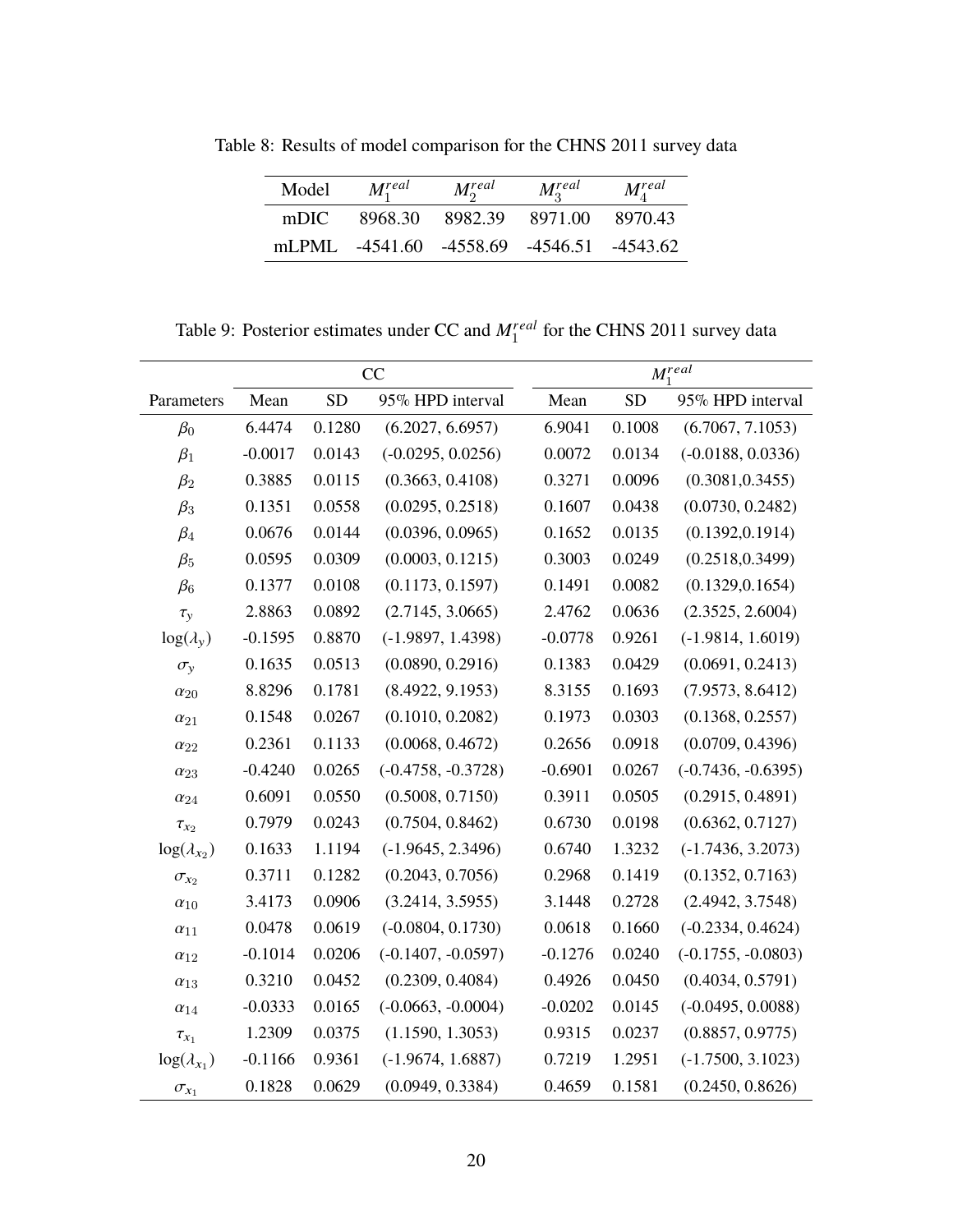Table 8: Results of model comparison for the CHNS 2011 survey data

| Model | $M_1^{real}$ | $M_2^{real}$ | $M_3^{real}$ | $M_4^{real}$ |
|---|---|---|---|---|
| mDIC | 8968.30 | 8982.39 | 8971.00 | 8970.43 |
| mLPML | -4541.60 | -4558.69 | -4546.51 | -4543.62 |

Table 9: Posterior estimates under CC and $M_1^{real}$ for the CHNS 2011 survey data

| | CC | | | $M_1^{real}$ | | |
|---|---|---|---|---|---|---|
| Parameters | Mean | SD | 95% HPD interval | Mean | SD | 95% HPD interval |
| $\beta_0$ | 6.4474 | 0.1280 | (6.2027, 6.6957) | 6.9041 | 0.1008 | (6.7067, 7.1053) |
| $\beta_1$ | -0.0017 | 0.0143 | (-0.0295, 0.0256) | 0.0072 | 0.0134 | (-0.0188, 0.0336) |
| $\beta_2$ | 0.3885 | 0.0115 | (0.3663, 0.4108) | 0.3271 | 0.0096 | (0.3081,0.3455) |
| $\beta_3$ | 0.1351 | 0.0558 | (0.0295, 0.2518) | 0.1607 | 0.0438 | (0.0730, 0.2482) |
| $\beta_4$ | 0.0676 | 0.0144 | (0.0396, 0.0965) | 0.1652 | 0.0135 | (0.1392,0.1914) |
| $\beta_5$ | 0.0595 | 0.0309 | (0.0003, 0.1215) | 0.3003 | 0.0249 | (0.2518,0.3499) |
| $\beta_6$ | 0.1377 | 0.0108 | (0.1173, 0.1597) | 0.1491 | 0.0082 | (0.1329,0.1654) |
| $\tau_y$ | 2.8863 | 0.0892 | (2.7145, 3.0665) | 2.4762 | 0.0636 | (2.3525, 2.6004) |
| $\log(\lambda_y)$ | -0.1595 | 0.8870 | (-1.9897, 1.4398) | -0.0778 | 0.9261 | (-1.9814, 1.6019) |
| $\sigma_y$ | 0.1635 | 0.0513 | (0.0890, 0.2916) | 0.1383 | 0.0429 | (0.0691, 0.2413) |
| $\alpha_{20}$ | 8.8296 | 0.1781 | (8.4922, 9.1953) | 8.3155 | 0.1693 | (7.9573, 8.6412) |
| $\alpha_{21}$ | 0.1548 | 0.0267 | (0.1010, 0.2082) | 0.1973 | 0.0303 | (0.1368, 0.2557) |
| $\alpha_{22}$ | 0.2361 | 0.1133 | (0.0068, 0.4672) | 0.2656 | 0.0918 | (0.0709, 0.4396) |
| $\alpha_{23}$ | -0.4240 | 0.0265 | (-0.4758, -0.3728) | -0.6901 | 0.0267 | (-0.7436, -0.6395) |
| $\alpha_{24}$ | 0.6091 | 0.0550 | (0.5008, 0.7150) | 0.3911 | 0.0505 | (0.2915, 0.4891) |
| $\tau_{x_2}$ | 0.7979 | 0.0243 | (0.7504, 0.8462) | 0.6730 | 0.0198 | (0.6362, 0.7127) |
| $\log(\lambda_{x_2})$ | 0.1633 | 1.1194 | (-1.9645, 2.3496) | 0.6740 | 1.3232 | (-1.7436, 3.2073) |
| $\sigma_{x_2}$ | 0.3711 | 0.1282 | (0.2043, 0.7056) | 0.2968 | 0.1419 | (0.1352, 0.7163) |
| $\alpha_{10}$ | 3.4173 | 0.0906 | (3.2414, 3.5955) | 3.1448 | 0.2728 | (2.4942, 3.7548) |
| $\alpha_{11}$ | 0.0478 | 0.0619 | (-0.0804, 0.1730) | 0.0618 | 0.1660 | (-0.2334, 0.4624) |
| $\alpha_{12}$ | -0.1014 | 0.0206 | (-0.1407, -0.0597) | -0.1276 | 0.0240 | (-0.1755, -0.0803) |
| $\alpha_{13}$ | 0.3210 | 0.0452 | (0.2309, 0.4084) | 0.4926 | 0.0450 | (0.4034, 0.5791) |
| $\alpha_{14}$ | -0.0333 | 0.0165 | (-0.0663, -0.0004) | -0.0202 | 0.0145 | (-0.0495, 0.0088) |
| $\tau_{x_1}$ | 1.2309 | 0.0375 | (1.1590, 1.3053) | 0.9315 | 0.0237 | (0.8857, 0.9775) |
| $\log(\lambda_{x_1})$ | -0.1166 | 0.9361 | (-1.9674, 1.6887) | 0.7219 | 1.2951 | (-1.7500, 3.1023) |
| $\sigma_{x_1}$ | 0.1828 | 0.0629 | (0.0949, 0.3384) | 0.4659 | 0.1581 | (0.2450, 0.8626) |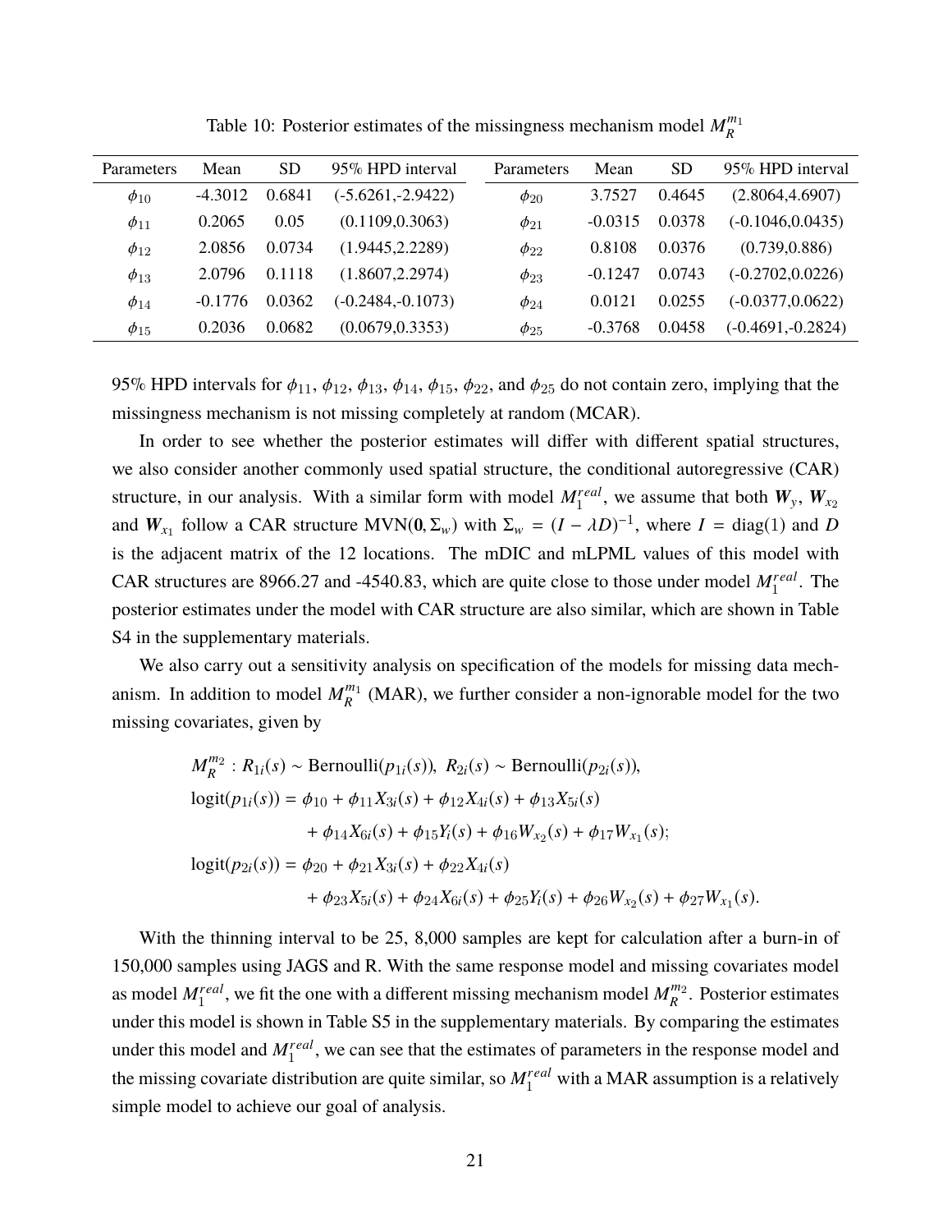Table 10: Posterior estimates of the missingness mechanism model $M_R^{m_1}$

| Parameters | Mean | SD | 95% HPD interval | Parameters | Mean | SD | 95% HPD interval |
|---|---|---|---|---|---|---|---|
| $\phi_{10}$ | -4.3012 | 0.6841 | (-5.6261,-2.9422) | $\phi_{20}$ | 3.7527 | 0.4645 | (2.8064,4.6907) |
| $\phi_{11}$ | 0.2065 | 0.05 | (0.1109,0.3063) | $\phi_{21}$ | -0.0315 | 0.0378 | (-0.1046,0.0435) |
| $\phi_{12}$ | 2.0856 | 0.0734 | (1.9445,2.2289) | $\phi_{22}$ | 0.8108 | 0.0376 | (0.739,0.886) |
| $\phi_{13}$ | 2.0796 | 0.1118 | (1.8607,2.2974) | $\phi_{23}$ | -0.1247 | 0.0743 | (-0.2702,0.0226) |
| $\phi_{14}$ | -0.1776 | 0.0362 | (-0.2484,-0.1073) | $\phi_{24}$ | 0.0121 | 0.0255 | (-0.0377,0.0622) |
| $\phi_{15}$ | 0.2036 | 0.0682 | (0.0679,0.3353) | $\phi_{25}$ | -0.3768 | 0.0458 | (-0.4691,-0.2824) |

95% HPD intervals for $\phi_{11}$, $\phi_{12}$, $\phi_{13}$, $\phi_{14}$, $\phi_{15}$, $\phi_{22}$, and $\phi_{25}$ do not contain zero, implying that the missingness mechanism is not missing completely at random (MCAR).

In order to see whether the posterior estimates will differ with different spatial structures, we also consider another commonly used spatial structure, the conditional autoregressive (CAR) structure, in our analysis. With a similar form with model $M_1^{real}$, we assume that both $\boldsymbol{W}_y$, $\boldsymbol{W}_{x_2}$ and $\boldsymbol{W}_{x_1}$ follow a CAR structure $\text{MVN}(\mathbf{0}, \Sigma_w)$ with $\Sigma_w = (I - \lambda D)^{-1}$, where $I = \text{diag}(1)$ and $D$ is the adjacent matrix of the 12 locations. The mDIC and mLPML values of this model with CAR structures are 8966.27 and -4540.83, which are quite close to those under model $M_1^{real}$. The posterior estimates under the model with CAR structure are also similar, which are shown in Table S4 in the supplementary materials.

We also carry out a sensitivity analysis on specification of the models for missing data mechanism. In addition to model $M_R^{m_1}$ (MAR), we further consider a non-ignorable model for the two missing covariates, given by

$$
\begin{aligned}
M_R^{m_2} : R_{1i}(s) &\sim \text{Bernoulli}(p_{1i}(s)),\ R_{2i}(s) \sim \text{Bernoulli}(p_{2i}(s)), \\
\text{logit}(p_{1i}(s)) &= \phi_{10} + \phi_{11}X_{3i}(s) + \phi_{12}X_{4i}(s) + \phi_{13}X_{5i}(s) \\
&\quad + \phi_{14}X_{6i}(s) + \phi_{15}Y_i(s) + \phi_{16}W_{x_2}(s) + \phi_{17}W_{x_1}(s); \\
\text{logit}(p_{2i}(s)) &= \phi_{20} + \phi_{21}X_{3i}(s) + \phi_{22}X_{4i}(s) \\
&\quad + \phi_{23}X_{5i}(s) + \phi_{24}X_{6i}(s) + \phi_{25}Y_i(s) + \phi_{26}W_{x_2}(s) + \phi_{27}W_{x_1}(s).
\end{aligned}
$$

With the thinning interval to be 25, 8,000 samples are kept for calculation after a burn-in of 150,000 samples using JAGS and R. With the same response model and missing covariates model as model $M_1^{real}$, we fit the one with a different missing mechanism model $M_R^{m_2}$. Posterior estimates under this model is shown in Table S5 in the supplementary materials. By comparing the estimates under this model and $M_1^{real}$, we can see that the estimates of parameters in the response model and the missing covariate distribution are quite similar, so $M_1^{real}$ with a MAR assumption is a relatively simple model to achieve our goal of analysis.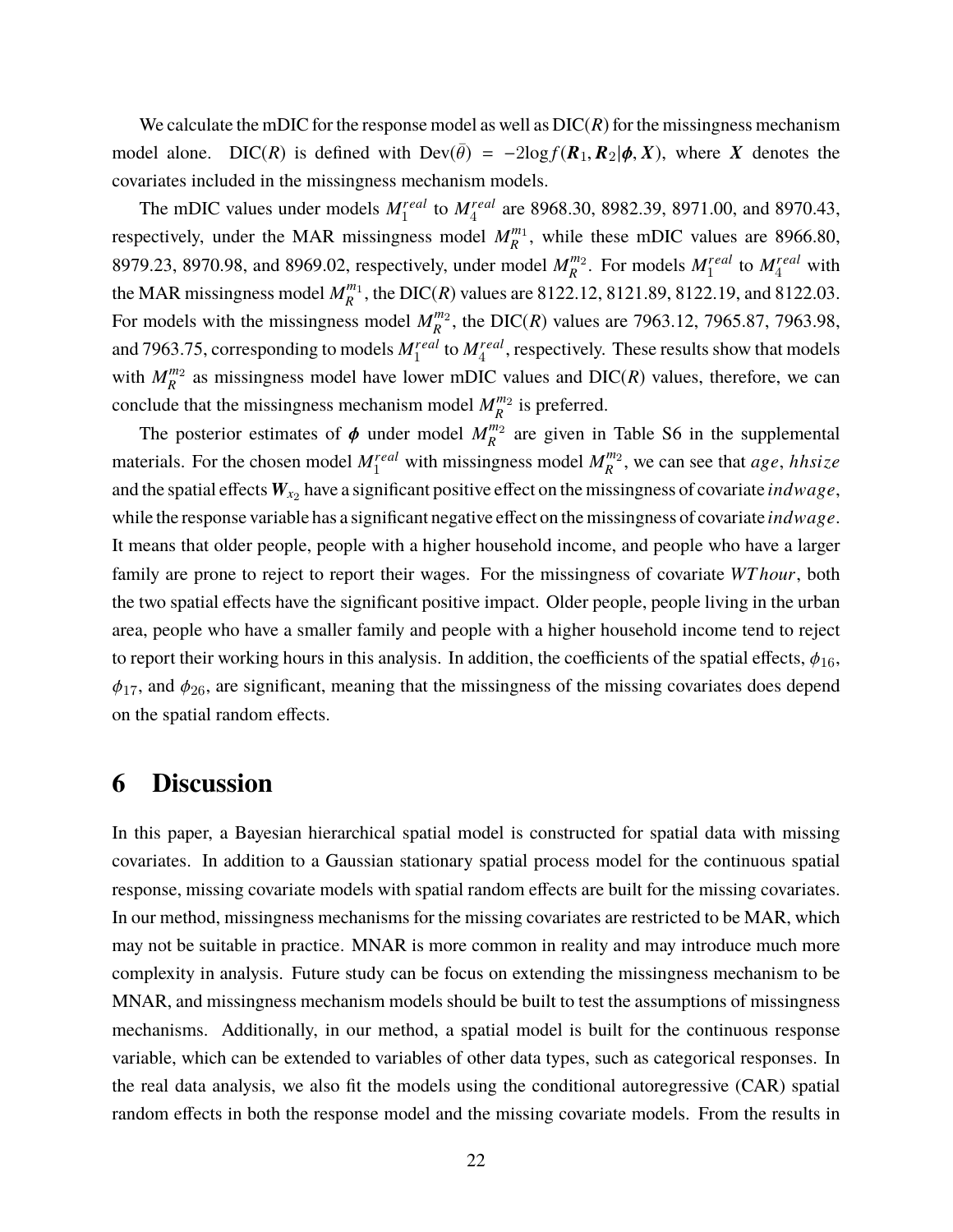We calculate the mDIC for the response model as well as DIC($R$) for the missingness mechanism model alone. DIC($R$) is defined with $\text{Dev}(\bar{\theta}) = -2\log f(\boldsymbol{R}_1, \boldsymbol{R}_2|\boldsymbol{\phi}, \boldsymbol{X})$, where $\boldsymbol{X}$ denotes the covariates included in the missingness mechanism models.

The mDIC values under models $M_1^{real}$ to $M_4^{real}$ are 8968.30, 8982.39, 8971.00, and 8970.43, respectively, under the MAR missingness model $M_R^{m_1}$, while these mDIC values are 8966.80, 8979.23, 8970.98, and 8969.02, respectively, under model $M_R^{m_2}$. For models $M_1^{real}$ to $M_4^{real}$ with the MAR missingness model $M_R^{m_1}$, the DIC($R$) values are 8122.12, 8121.89, 8122.19, and 8122.03. For models with the missingness model $M_R^{m_2}$, the DIC($R$) values are 7963.12, 7965.87, 7963.98, and 7963.75, corresponding to models $M_1^{real}$ to $M_4^{real}$, respectively. These results show that models with $M_R^{m_2}$ as missingness model have lower mDIC values and DIC($R$) values, therefore, we can conclude that the missingness mechanism model $M_R^{m_2}$ is preferred.

The posterior estimates of $\boldsymbol{\phi}$ under model $M_R^{m_2}$ are given in Table S6 in the supplemental materials. For the chosen model $M_1^{real}$ with missingness model $M_R^{m_2}$, we can see that $age$, $hhsize$ and the spatial effects $\boldsymbol{W}_{x_2}$ have a significant positive effect on the missingness of covariate $indwage$, while the response variable has a significant negative effect on the missingness of covariate $indwage$. It means that older people, people with a higher household income, and people who have a larger family are prone to reject to report their wages. For the missingness of covariate $WThour$, both the two spatial effects have the significant positive impact. Older people, people living in the urban area, people who have a smaller family and people with a higher household income tend to reject to report their working hours in this analysis. In addition, the coefficients of the spatial effects, $\phi_{16}$, $\phi_{17}$, and $\phi_{26}$, are significant, meaning that the missingness of the missing covariates does depend on the spatial random effects.

# 6 Discussion

In this paper, a Bayesian hierarchical spatial model is constructed for spatial data with missing covariates. In addition to a Gaussian stationary spatial process model for the continuous spatial response, missing covariate models with spatial random effects are built for the missing covariates. In our method, missingness mechanisms for the missing covariates are restricted to be MAR, which may not be suitable in practice. MNAR is more common in reality and may introduce much more complexity in analysis. Future study can be focus on extending the missingness mechanism to be MNAR, and missingness mechanism models should be built to test the assumptions of missingness mechanisms. Additionally, in our method, a spatial model is built for the continuous response variable, which can be extended to variables of other data types, such as categorical responses. In the real data analysis, we also fit the models using the conditional autoregressive (CAR) spatial random effects in both the response model and the missing covariate models. From the results in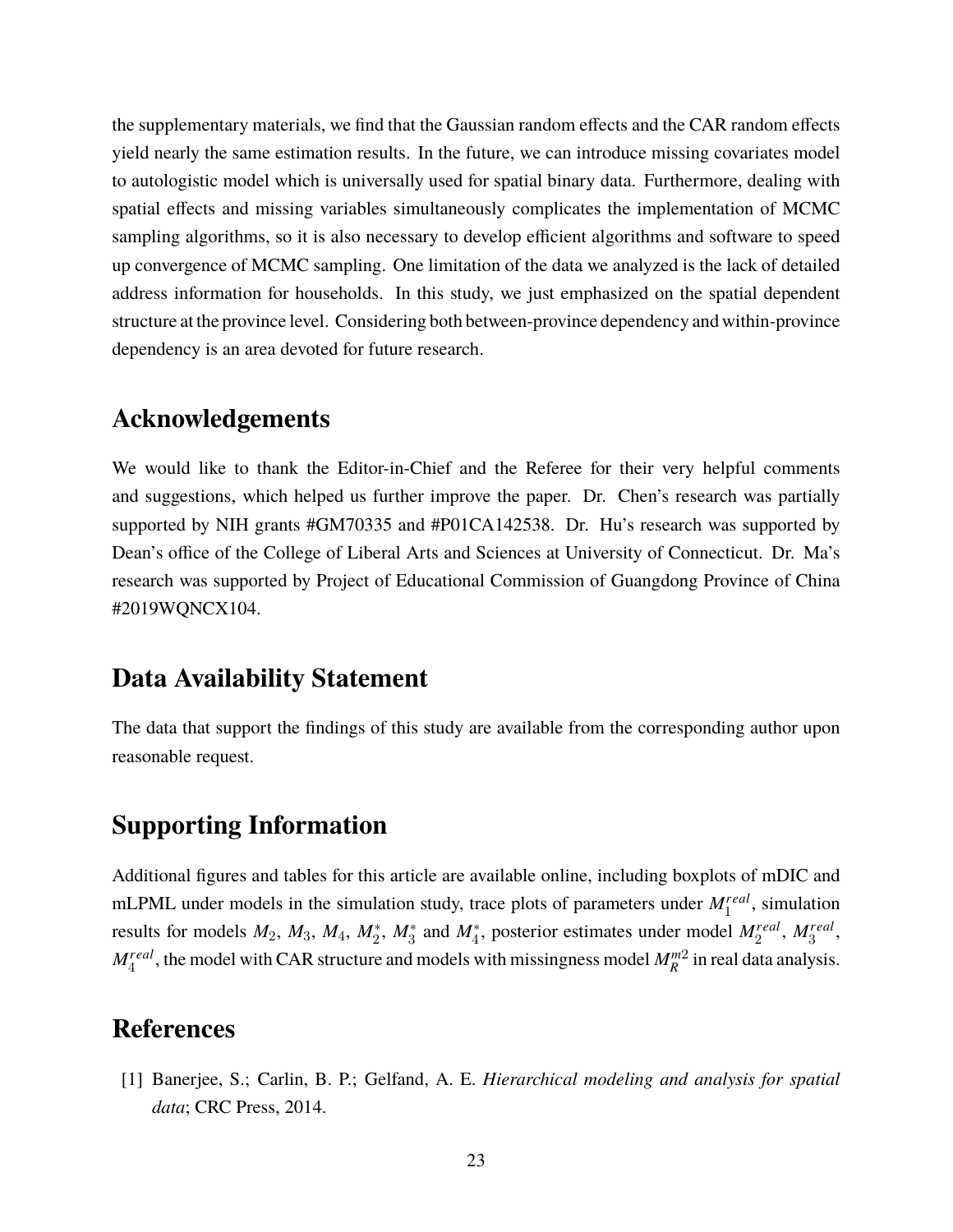the supplementary materials, we find that the Gaussian random effects and the CAR random effects yield nearly the same estimation results. In the future, we can introduce missing covariates model to autologistic model which is universally used for spatial binary data. Furthermore, dealing with spatial effects and missing variables simultaneously complicates the implementation of MCMC sampling algorithms, so it is also necessary to develop efficient algorithms and software to speed up convergence of MCMC sampling. One limitation of the data we analyzed is the lack of detailed address information for households. In this study, we just emphasized on the spatial dependent structure at the province level. Considering both between-province dependency and within-province dependency is an area devoted for future research.

## Acknowledgements

We would like to thank the Editor-in-Chief and the Referee for their very helpful comments and suggestions, which helped us further improve the paper. Dr. Chen's research was partially supported by NIH grants #GM70335 and #P01CA142538. Dr. Hu's research was supported by Dean's office of the College of Liberal Arts and Sciences at University of Connecticut. Dr. Ma's research was supported by Project of Educational Commission of Guangdong Province of China #2019WQNCX104.

## Data Availability Statement

The data that support the findings of this study are available from the corresponding author upon reasonable request.

## Supporting Information

Additional figures and tables for this article are available online, including boxplots of mDIC and mLPML under models in the simulation study, trace plots of parameters under $M_1^{real}$, simulation results for models $M_2$, $M_3$, $M_4$, $M_2^*$, $M_3^*$ and $M_4^*$, posterior estimates under model $M_2^{real}$, $M_3^{real}$, $M_4^{real}$, the model with CAR structure and models with missingness model $M_R^{m2}$ in real data analysis.

## References

[1] Banerjee, S.; Carlin, B. P.; Gelfand, A. E. *Hierarchical modeling and analysis for spatial data*; CRC Press, 2014.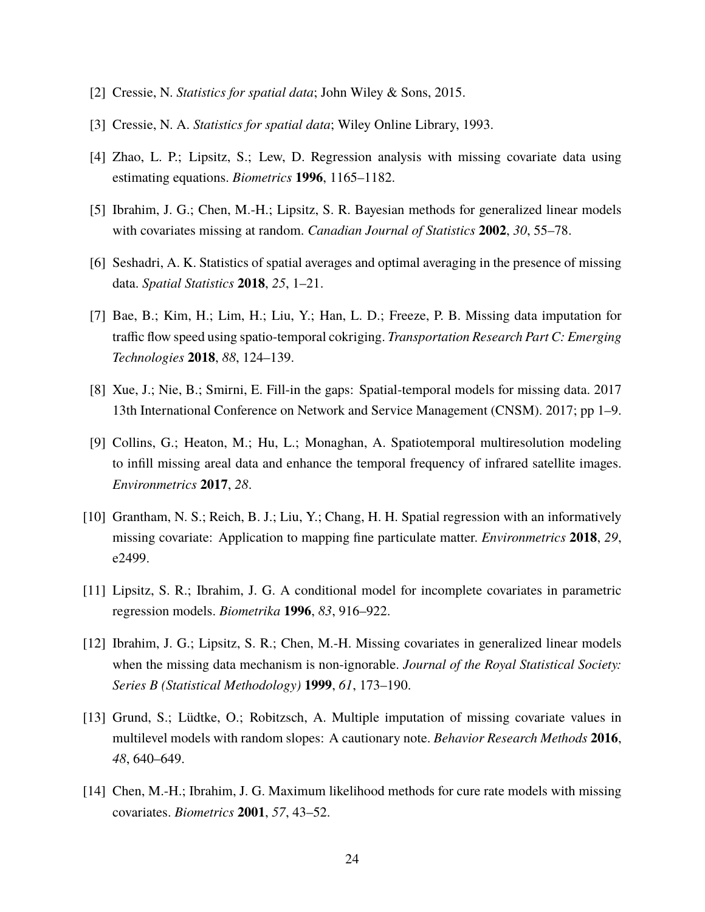[2] Cressie, N. *Statistics for spatial data*; John Wiley & Sons, 2015.

[3] Cressie, N. A. *Statistics for spatial data*; Wiley Online Library, 1993.

[4] Zhao, L. P.; Lipsitz, S.; Lew, D. Regression analysis with missing covariate data using estimating equations. *Biometrics* **1996**, 1165–1182.

[5] Ibrahim, J. G.; Chen, M.-H.; Lipsitz, S. R. Bayesian methods for generalized linear models with covariates missing at random. *Canadian Journal of Statistics* **2002**, *30*, 55–78.

[6] Seshadri, A. K. Statistics of spatial averages and optimal averaging in the presence of missing data. *Spatial Statistics* **2018**, *25*, 1–21.

[7] Bae, B.; Kim, H.; Lim, H.; Liu, Y.; Han, L. D.; Freeze, P. B. Missing data imputation for traffic flow speed using spatio-temporal cokriging. *Transportation Research Part C: Emerging Technologies* **2018**, *88*, 124–139.

[8] Xue, J.; Nie, B.; Smirni, E. Fill-in the gaps: Spatial-temporal models for missing data. 2017 13th International Conference on Network and Service Management (CNSM). 2017; pp 1–9.

[9] Collins, G.; Heaton, M.; Hu, L.; Monaghan, A. Spatiotemporal multiresolution modeling to infill missing areal data and enhance the temporal frequency of infrared satellite images. *Environmetrics* **2017**, *28*.

[10] Grantham, N. S.; Reich, B. J.; Liu, Y.; Chang, H. H. Spatial regression with an informatively missing covariate: Application to mapping fine particulate matter. *Environmetrics* **2018**, *29*, e2499.

[11] Lipsitz, S. R.; Ibrahim, J. G. A conditional model for incomplete covariates in parametric regression models. *Biometrika* **1996**, *83*, 916–922.

[12] Ibrahim, J. G.; Lipsitz, S. R.; Chen, M.-H. Missing covariates in generalized linear models when the missing data mechanism is non-ignorable. *Journal of the Royal Statistical Society: Series B (Statistical Methodology)* **1999**, *61*, 173–190.

[13] Grund, S.; Lüdtke, O.; Robitzsch, A. Multiple imputation of missing covariate values in multilevel models with random slopes: A cautionary note. *Behavior Research Methods* **2016**, *48*, 640–649.

[14] Chen, M.-H.; Ibrahim, J. G. Maximum likelihood methods for cure rate models with missing covariates. *Biometrics* **2001**, *57*, 43–52.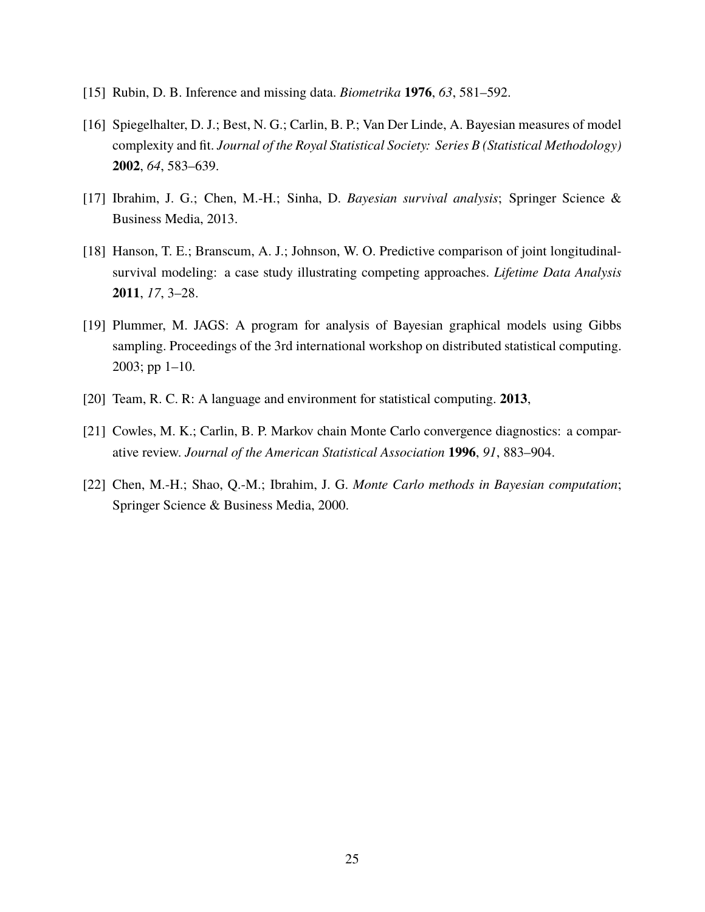[15] Rubin, D. B. Inference and missing data. *Biometrika* **1976**, *63*, 581–592.

[16] Spiegelhalter, D. J.; Best, N. G.; Carlin, B. P.; Van Der Linde, A. Bayesian measures of model complexity and fit. *Journal of the Royal Statistical Society: Series B (Statistical Methodology)* **2002**, *64*, 583–639.

[17] Ibrahim, J. G.; Chen, M.-H.; Sinha, D. *Bayesian survival analysis*; Springer Science & Business Media, 2013.

[18] Hanson, T. E.; Branscum, A. J.; Johnson, W. O. Predictive comparison of joint longitudinal-survival modeling: a case study illustrating competing approaches. *Lifetime Data Analysis* **2011**, *17*, 3–28.

[19] Plummer, M. JAGS: A program for analysis of Bayesian graphical models using Gibbs sampling. Proceedings of the 3rd international workshop on distributed statistical computing. 2003; pp 1–10.

[20] Team, R. C. R: A language and environment for statistical computing. **2013**,

[21] Cowles, M. K.; Carlin, B. P. Markov chain Monte Carlo convergence diagnostics: a comparative review. *Journal of the American Statistical Association* **1996**, *91*, 883–904.

[22] Chen, M.-H.; Shao, Q.-M.; Ibrahim, J. G. *Monte Carlo methods in Bayesian computation*; Springer Science & Business Media, 2000.